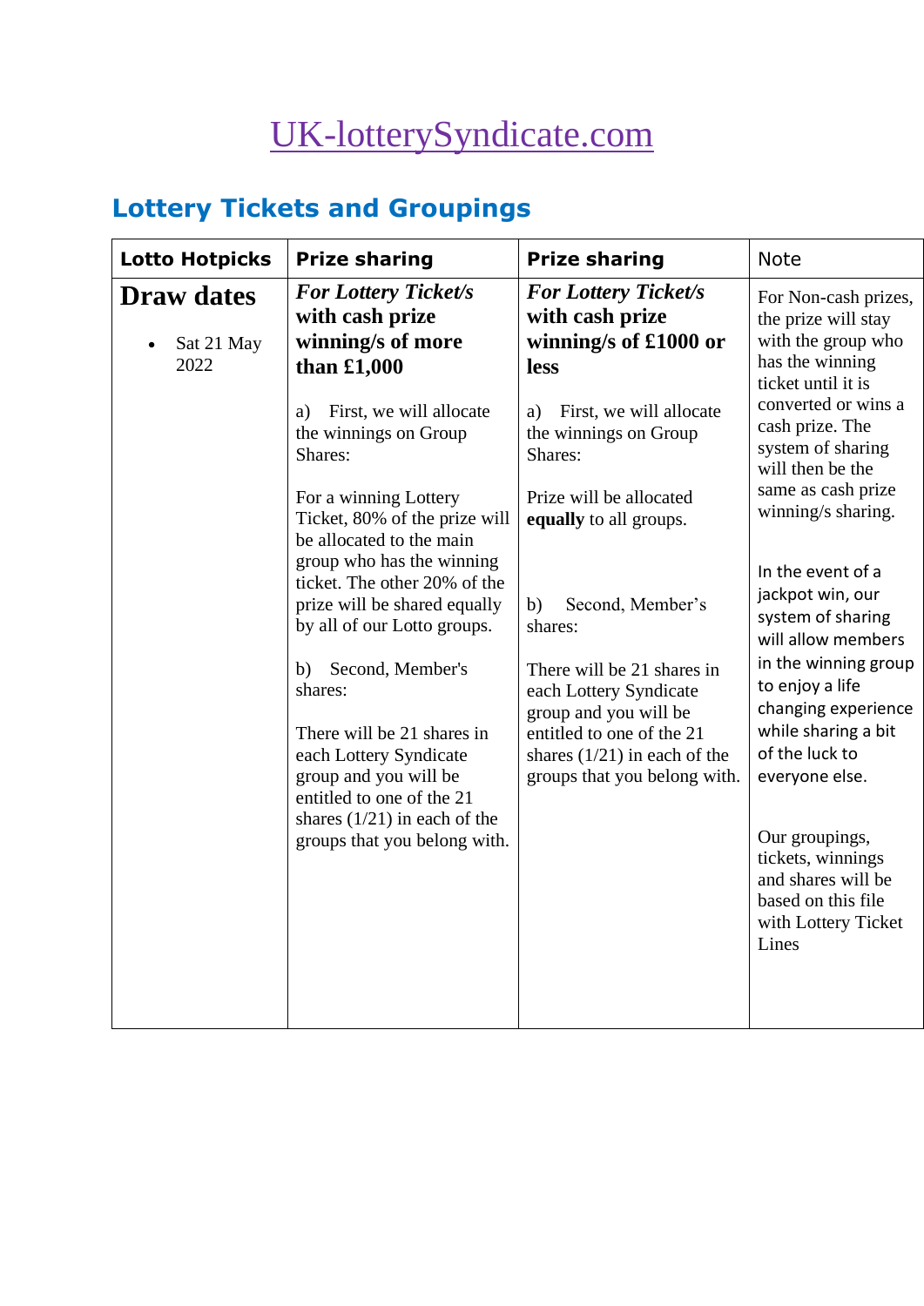# [UK-lotterySyndicate.com](UK-lotterySyndicate.com)

## Lottery Tickets and Groupings

| Lotto Hotpicks | Prize sharing | Prize sharing | Note |
|---|---|---|---|
| **Draw dates**<br><br>• Sat 21 May 2022 | ***For Lottery Ticket/s* with cash prize winning/s of more than £1,000**<br><br>a) First, we will allocate the winnings on Group Shares:<br><br>For a winning Lottery Ticket, 80% of the prize will be allocated to the main group who has the winning ticket. The other 20% of the prize will be shared equally by all of our Lotto groups.<br><br>b) Second, Member's shares:<br><br>There will be 21 shares in each Lottery Syndicate group and you will be entitled to one of the 21 shares (1/21) in each of the groups that you belong with. | ***For Lottery Ticket/s* with cash prize winning/s of £1000 or less**<br><br>a) First, we will allocate the winnings on Group Shares:<br><br>Prize will be allocated **equally** to all groups.<br><br>b) Second, Member's shares:<br><br>There will be 21 shares in each Lottery Syndicate group and you will be entitled to one of the 21 shares (1/21) in each of the groups that you belong with. | For Non-cash prizes, the prize will stay with the group who has the winning ticket until it is converted or wins a cash prize. The system of sharing will then be the same as cash prize winning/s sharing.<br><br>In the event of a jackpot win, our system of sharing will allow members in the winning group to enjoy a life changing experience while sharing a bit of the luck to everyone else.<br><br>Our groupings, tickets, winnings and shares will be based on this file with Lottery Ticket Lines |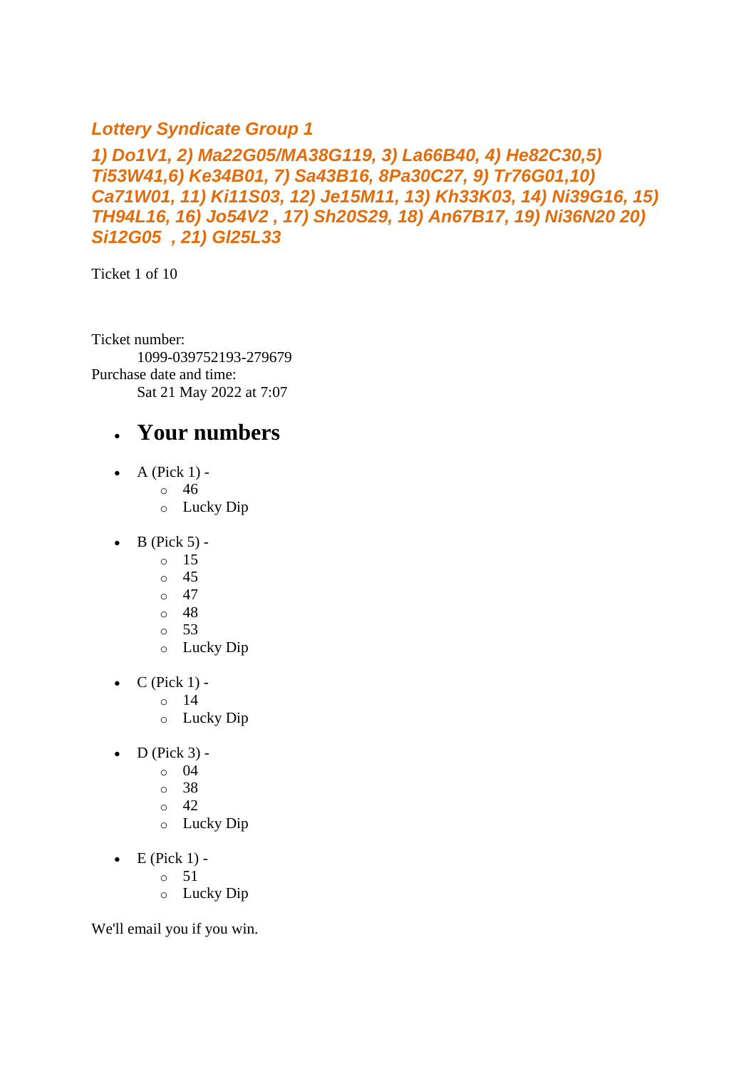***Lottery Syndicate Group 1***

***1) Do1V1, 2) Ma22G05/MA38G119, 3) La66B40, 4) He82C30,5) Ti53W41,6) Ke34B01, 7) Sa43B16, 8Pa30C27, 9) Tr76G01,10) Ca71W01, 11) Ki11S03, 12) Je15M11, 13) Kh33K03, 14) Ni39G16, 15) TH94L16, 16) Jo54V2 , 17) Sh20S29, 18) An67B17, 19) Ni36N20 20) Si12G05  , 21) Gl25L33***

Ticket 1 of 10

Ticket number:
    1099-039752193-279679
Purchase date and time:
    Sat 21 May 2022 at 7:07

- ## Your numbers

- A (Pick 1) -
    - 46
    - Lucky Dip

- B (Pick 5) -
    - 15
    - 45
    - 47
    - 48
    - 53
    - Lucky Dip

- C (Pick 1) -
    - 14
    - Lucky Dip

- D (Pick 3) -
    - 04
    - 38
    - 42
    - Lucky Dip

- E (Pick 1) -
    - 51
    - Lucky Dip

We'll email you if you win.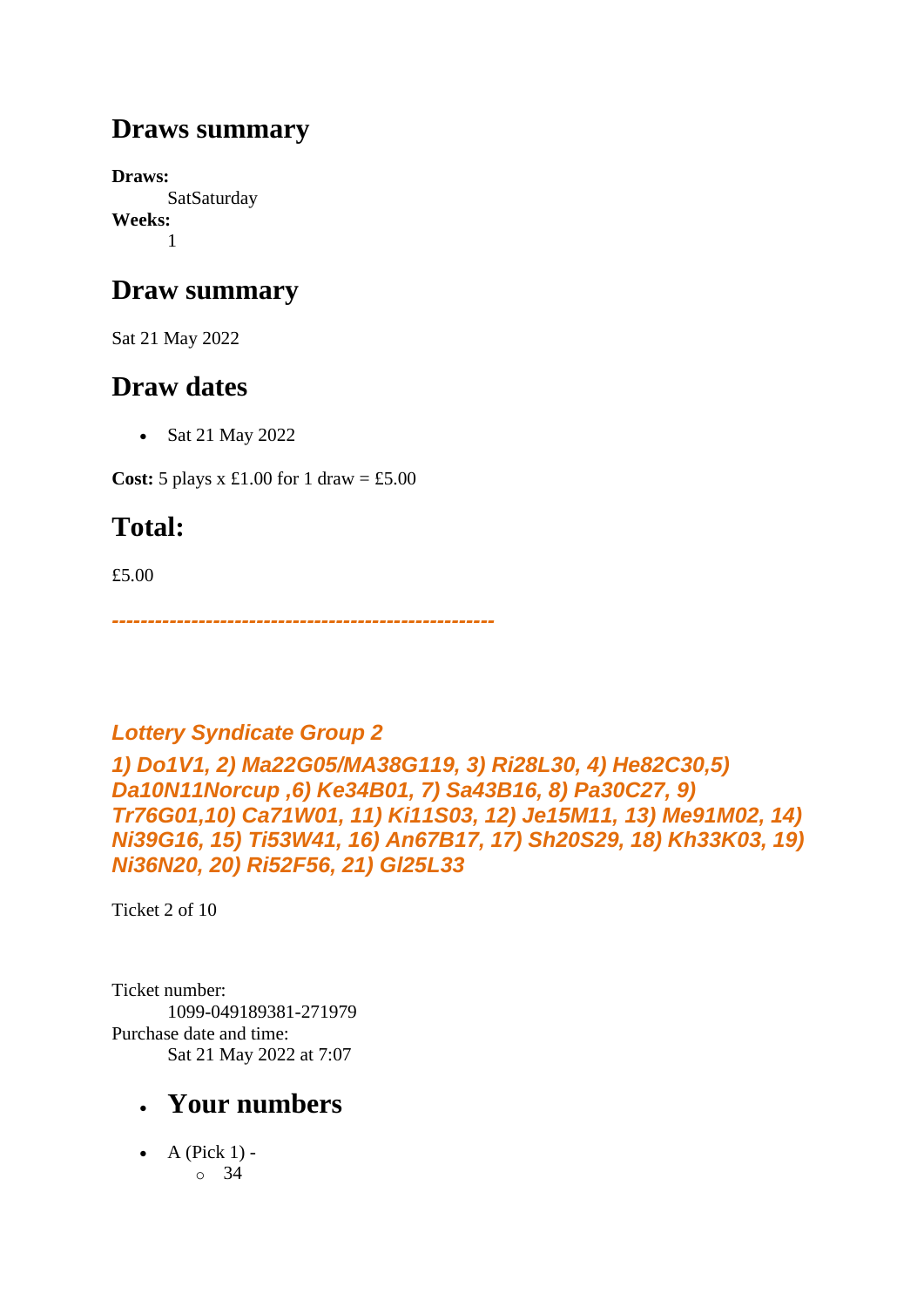## Draws summary

**Draws:**
SatSaturday
**Weeks:**
1

## Draw summary

Sat 21 May 2022

## Draw dates

- Sat 21 May 2022

**Cost:** 5 plays x £1.00 for 1 draw = £5.00

## Total:

£5.00

***----------------------------------------------------***

***Lottery Syndicate Group 2***

***1) Do1V1, 2) Ma22G05/MA38G119, 3) Ri28L30, 4) He82C30,5) Da10N11Norcup ,6) Ke34B01, 7) Sa43B16, 8) Pa30C27, 9) Tr76G01,10) Ca71W01, 11) Ki11S03, 12) Je15M11, 13) Me91M02, 14) Ni39G16, 15) Ti53W41, 16) An67B17, 17) Sh20S29, 18) Kh33K03, 19) Ni36N20, 20) Ri52F56, 21) Gl25L33***

Ticket 2 of 10

Ticket number:
1099-049189381-271979
Purchase date and time:
Sat 21 May 2022 at 7:07

- ## Your numbers

- A (Pick 1) -
  - 34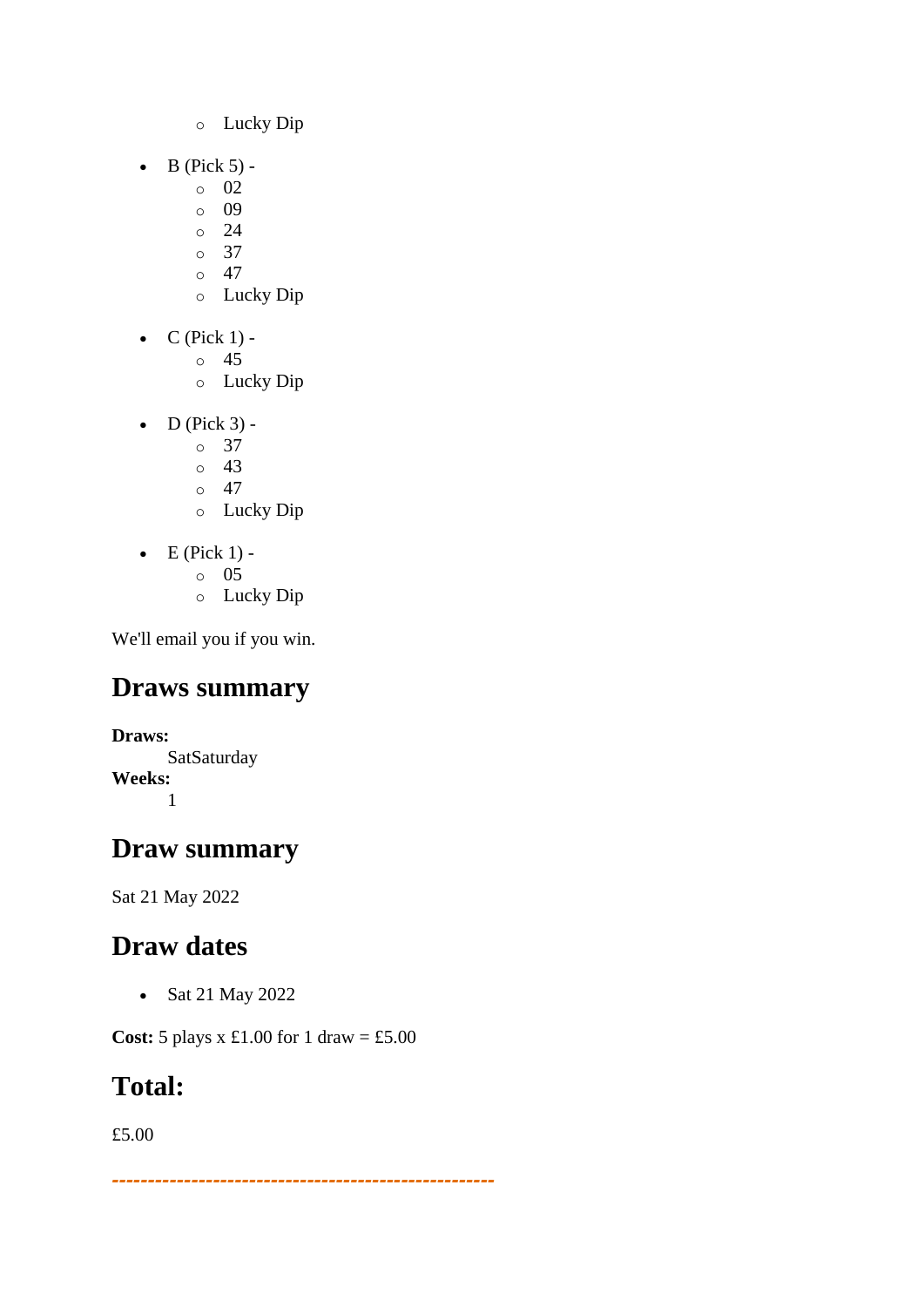- Lucky Dip

- B (Pick 5) -
    - 02
    - 09
    - 24
    - 37
    - 47
    - Lucky Dip

- C (Pick 1) -
    - 45
    - Lucky Dip

- D (Pick 3) -
    - 37
    - 43
    - 47
    - Lucky Dip

- E (Pick 1) -
    - 05
    - Lucky Dip

We'll email you if you win.

## Draws summary

**Draws:**
SatSaturday
**Weeks:**
1

## Draw summary

Sat 21 May 2022

## Draw dates

- Sat 21 May 2022

**Cost:** 5 plays x £1.00 for 1 draw = £5.00

## Total:

£5.00

----------------------------------------------------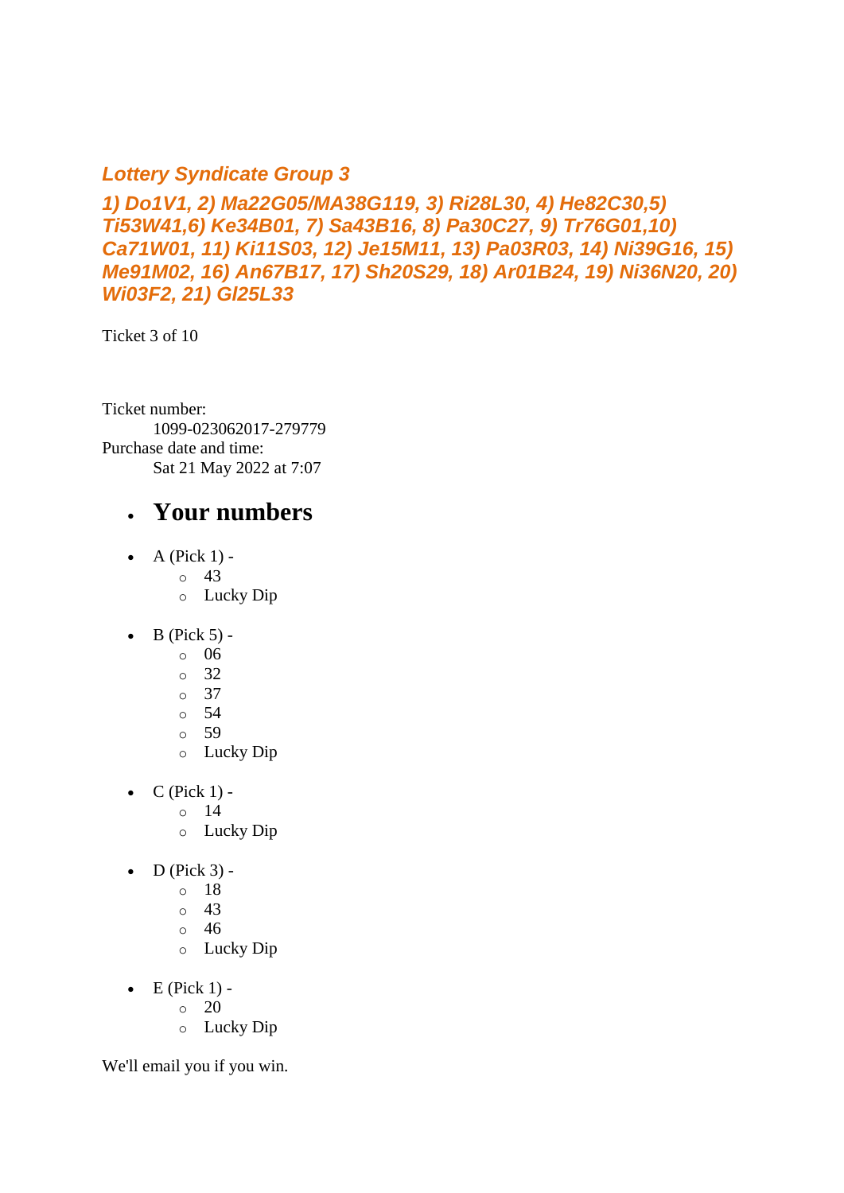### *Lottery Syndicate Group 3*

### *1) Do1V1, 2) Ma22G05/MA38G119, 3) Ri28L30, 4) He82C30,5) Ti53W41,6) Ke34B01, 7) Sa43B16, 8) Pa30C27, 9) Tr76G01,10) Ca71W01, 11) Ki11S03, 12) Je15M11, 13) Pa03R03, 14) Ni39G16, 15) Me91M02, 16) An67B17, 17) Sh20S29, 18) Ar01B24, 19) Ni36N20, 20) Wi03F2, 21) Gl25L33*

Ticket 3 of 10

Ticket number:
: 1099-023062017-279779

Purchase date and time:
: Sat 21 May 2022 at 7:07

- ## Your numbers

- A (Pick 1) -
    - 43
    - Lucky Dip
- B (Pick 5) -
    - 06
    - 32
    - 37
    - 54
    - 59
    - Lucky Dip
- C (Pick 1) -
    - 14
    - Lucky Dip
- D (Pick 3) -
    - 18
    - 43
    - 46
    - Lucky Dip
- E (Pick 1) -
    - 20
    - Lucky Dip

We'll email you if you win.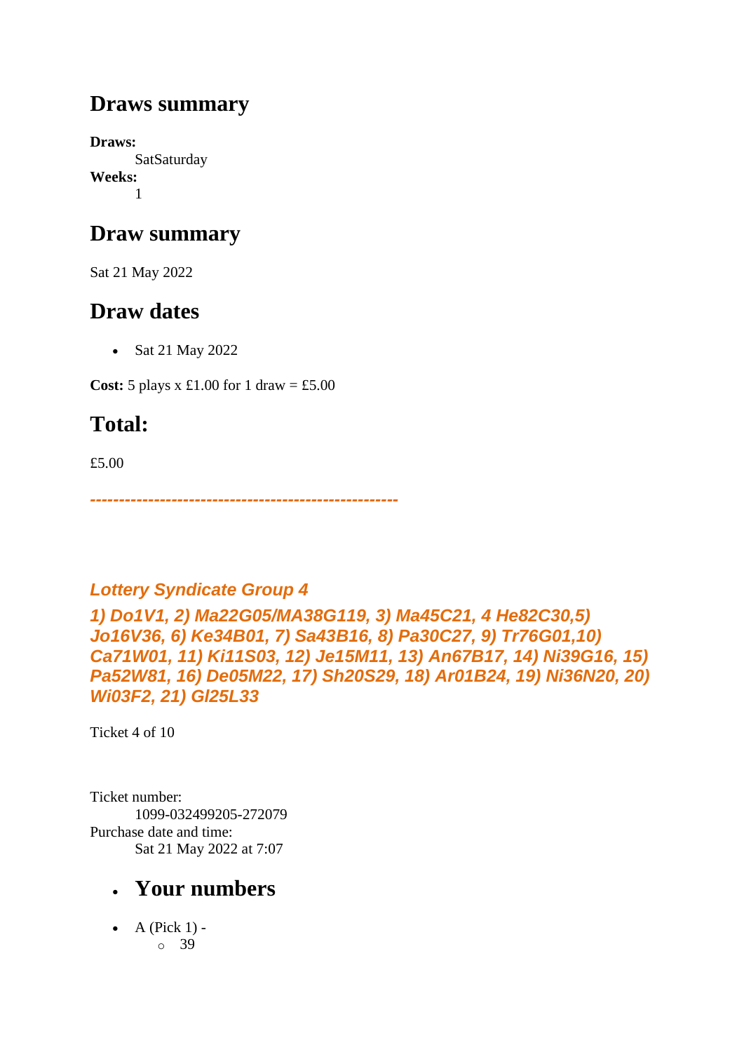## Draws summary

**Draws:**
SatSaturday
**Weeks:**
1

## Draw summary

Sat 21 May 2022

## Draw dates

- Sat 21 May 2022

**Cost:** 5 plays x £1.00 for 1 draw = £5.00

## Total:

£5.00

***----------------------------------------------------***

***Lottery Syndicate Group 4***

***1) Do1V1, 2) Ma22G05/MA38G119, 3) Ma45C21, 4 He82C30,5) Jo16V36, 6) Ke34B01, 7) Sa43B16, 8) Pa30C27, 9) Tr76G01,10) Ca71W01, 11) Ki11S03, 12) Je15M11, 13) An67B17, 14) Ni39G16, 15) Pa52W81, 16) De05M22, 17) Sh20S29, 18) Ar01B24, 19) Ni36N20, 20) Wi03F2, 21) Gl25L33***

Ticket 4 of 10

Ticket number:
1099-032499205-272079
Purchase date and time:
Sat 21 May 2022 at 7:07

- ## Your numbers

- A (Pick 1) -
  - 39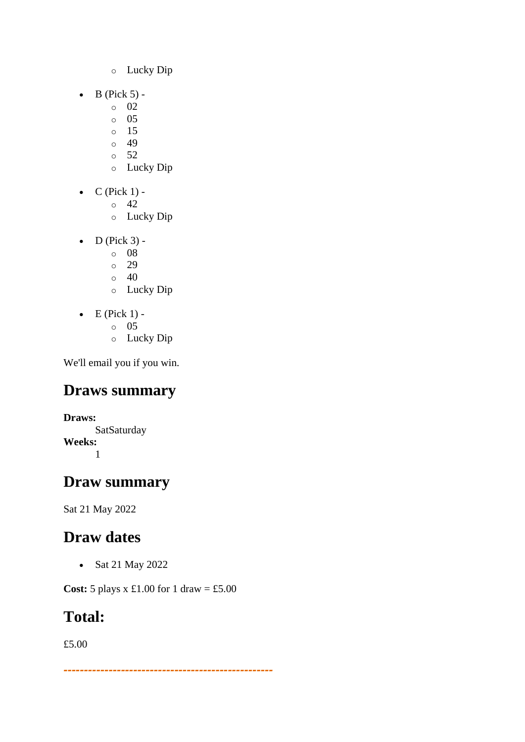- Lucky Dip

- B (Pick 5) -
    - 02
    - 05
    - 15
    - 49
    - 52
    - Lucky Dip

- C (Pick 1) -
    - 42
    - Lucky Dip

- D (Pick 3) -
    - 08
    - 29
    - 40
    - Lucky Dip

- E (Pick 1) -
    - 05
    - Lucky Dip

We'll email you if you win.

## Draws summary

**Draws:**
SatSaturday
**Weeks:**
1

## Draw summary

Sat 21 May 2022

## Draw dates

- Sat 21 May 2022

**Cost:** 5 plays x £1.00 for 1 draw = £5.00

## Total:

£5.00

--------------------------------------------------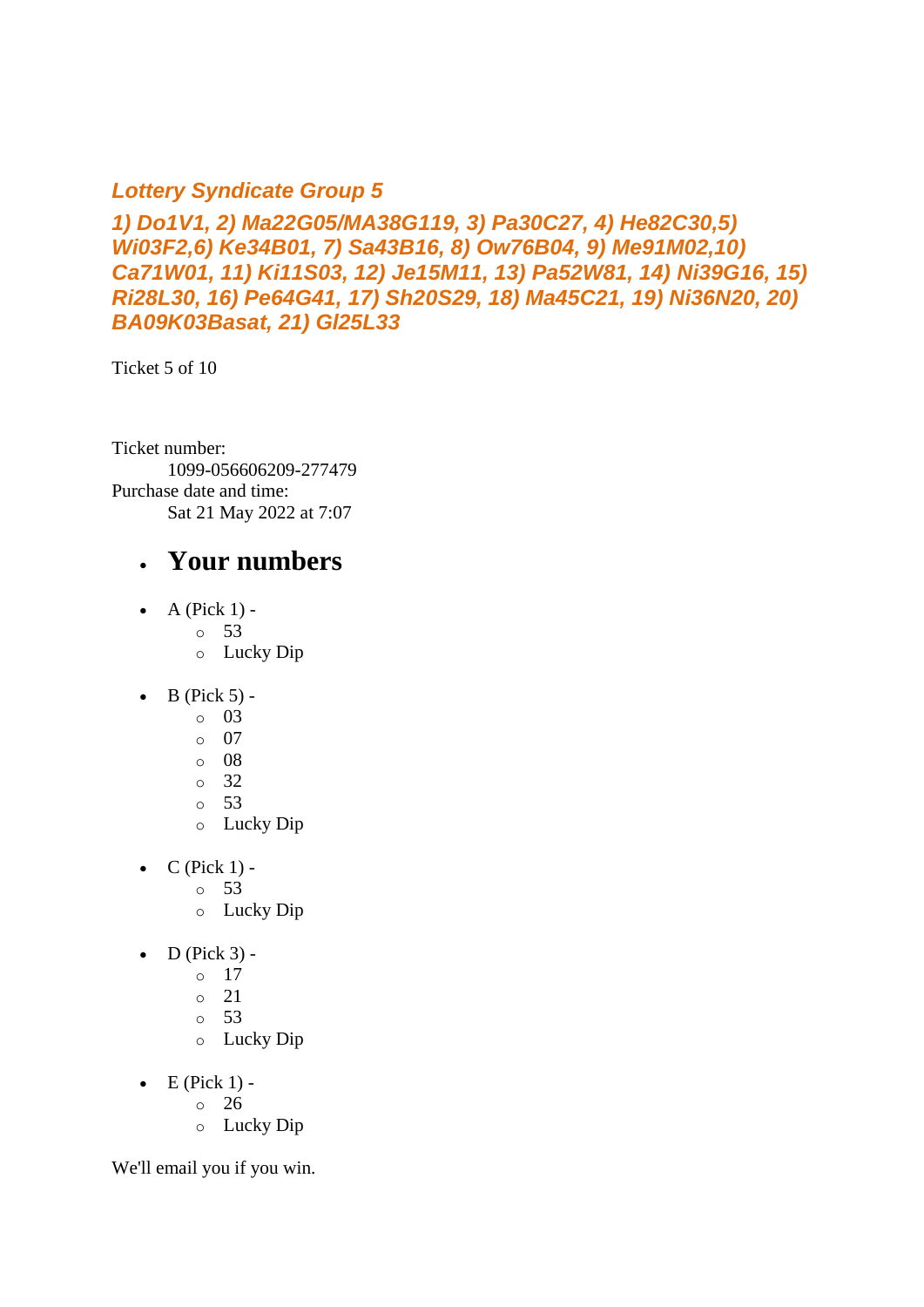### *Lottery Syndicate Group 5*

### *1) Do1V1, 2) Ma22G05/MA38G119, 3) Pa30C27, 4) He82C30,5) Wi03F2,6) Ke34B01, 7) Sa43B16, 8) Ow76B04, 9) Me91M02,10) Ca71W01, 11) Ki11S03, 12) Je15M11, 13) Pa52W81, 14) Ni39G16, 15) Ri28L30, 16) Pe64G41, 17) Sh20S29, 18) Ma45C21, 19) Ni36N20, 20) BA09K03Basat, 21) Gl25L33*

Ticket 5 of 10

Ticket number:
: 1099-056606209-277479

Purchase date and time:
: Sat 21 May 2022 at 7:07

- ## Your numbers

- A (Pick 1) -
  - 53
  - Lucky Dip
- B (Pick 5) -
  - 03
  - 07
  - 08
  - 32
  - 53
  - Lucky Dip
- C (Pick 1) -
  - 53
  - Lucky Dip
- D (Pick 3) -
  - 17
  - 21
  - 53
  - Lucky Dip
- E (Pick 1) -
  - 26
  - Lucky Dip

We'll email you if you win.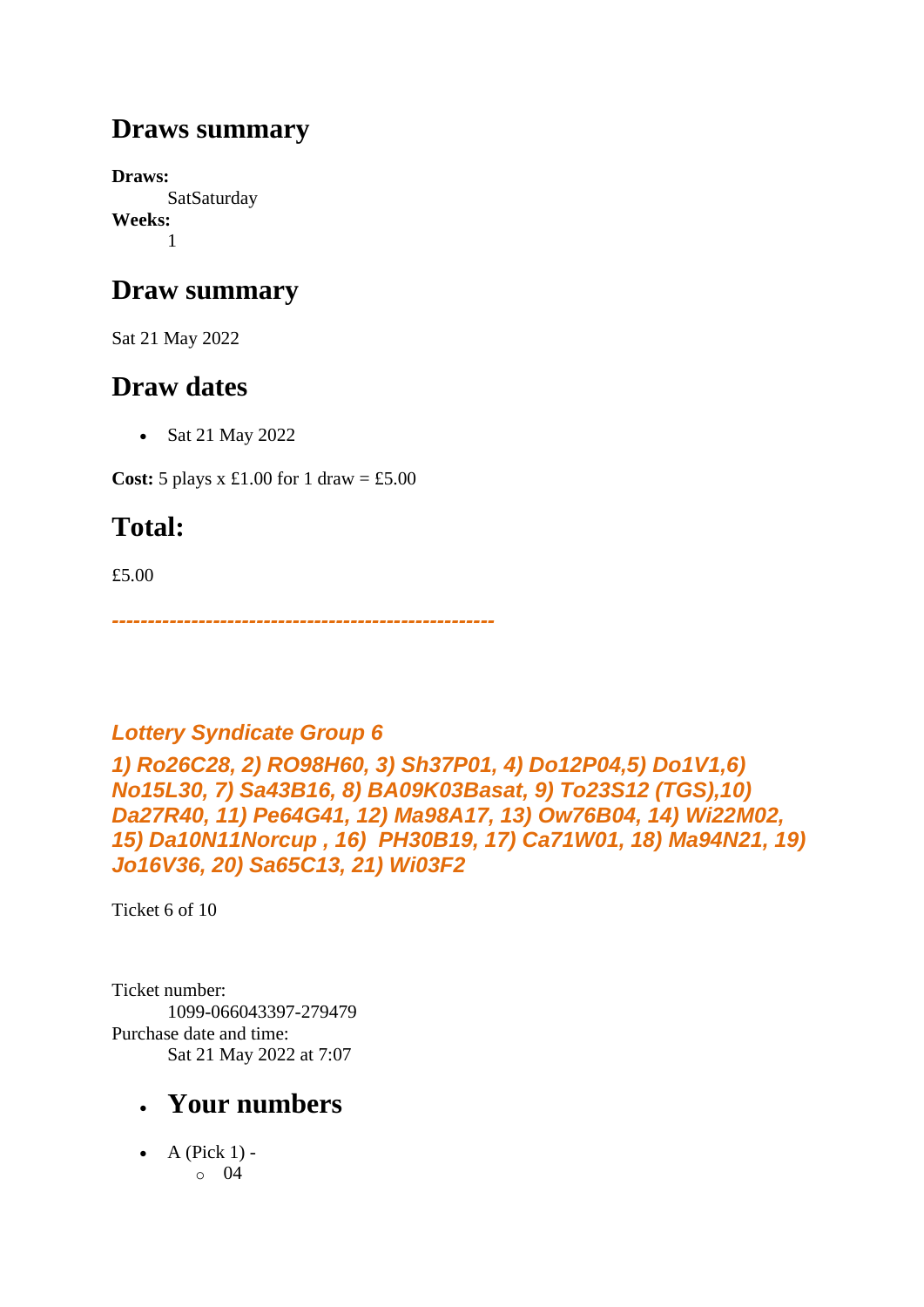## Draws summary

**Draws:**
SatSaturday

**Weeks:**
1

## Draw summary

Sat 21 May 2022

## Draw dates

- Sat 21 May 2022

**Cost:** 5 plays x £1.00 for 1 draw = £5.00

## Total:

£5.00

---------------------------------------------------

### *Lottery Syndicate Group 6*

### *1) Ro26C28, 2) RO98H60, 3) Sh37P01, 4) Do12P04,5) Do1V1,6) No15L30, 7) Sa43B16, 8) BA09K03Basat, 9) To23S12 (TGS),10) Da27R40, 11) Pe64G41, 12) Ma98A17, 13) Ow76B04, 14) Wi22M02, 15) Da10N11Norcup , 16) PH30B19, 17) Ca71W01, 18) Ma94N21, 19) Jo16V36, 20) Sa65C13, 21) Wi03F2*

Ticket 6 of 10

Ticket number:
1099-066043397-279479

Purchase date and time:
Sat 21 May 2022 at 7:07

- ## Your numbers

- A (Pick 1) -
  - 04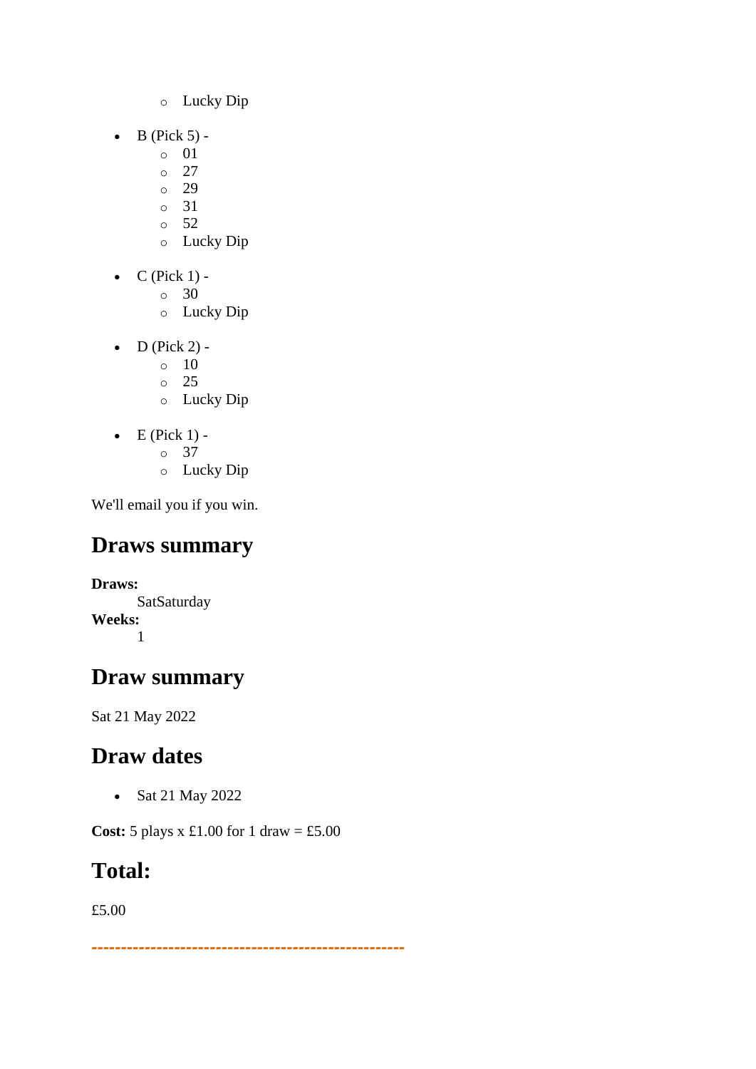- Lucky Dip

- B (Pick 5) -
    - 01
    - 27
    - 29
    - 31
    - 52
    - Lucky Dip

- C (Pick 1) -
    - 30
    - Lucky Dip

- D (Pick 2) -
    - 10
    - 25
    - Lucky Dip

- E (Pick 1) -
    - 37
    - Lucky Dip

We'll email you if you win.

## Draws summary

**Draws:**
SatSaturday
**Weeks:**
1

## Draw summary

Sat 21 May 2022

## Draw dates

- Sat 21 May 2022

**Cost:** 5 plays x £1.00 for 1 draw = £5.00

## Total:

£5.00

---------------------------------------------------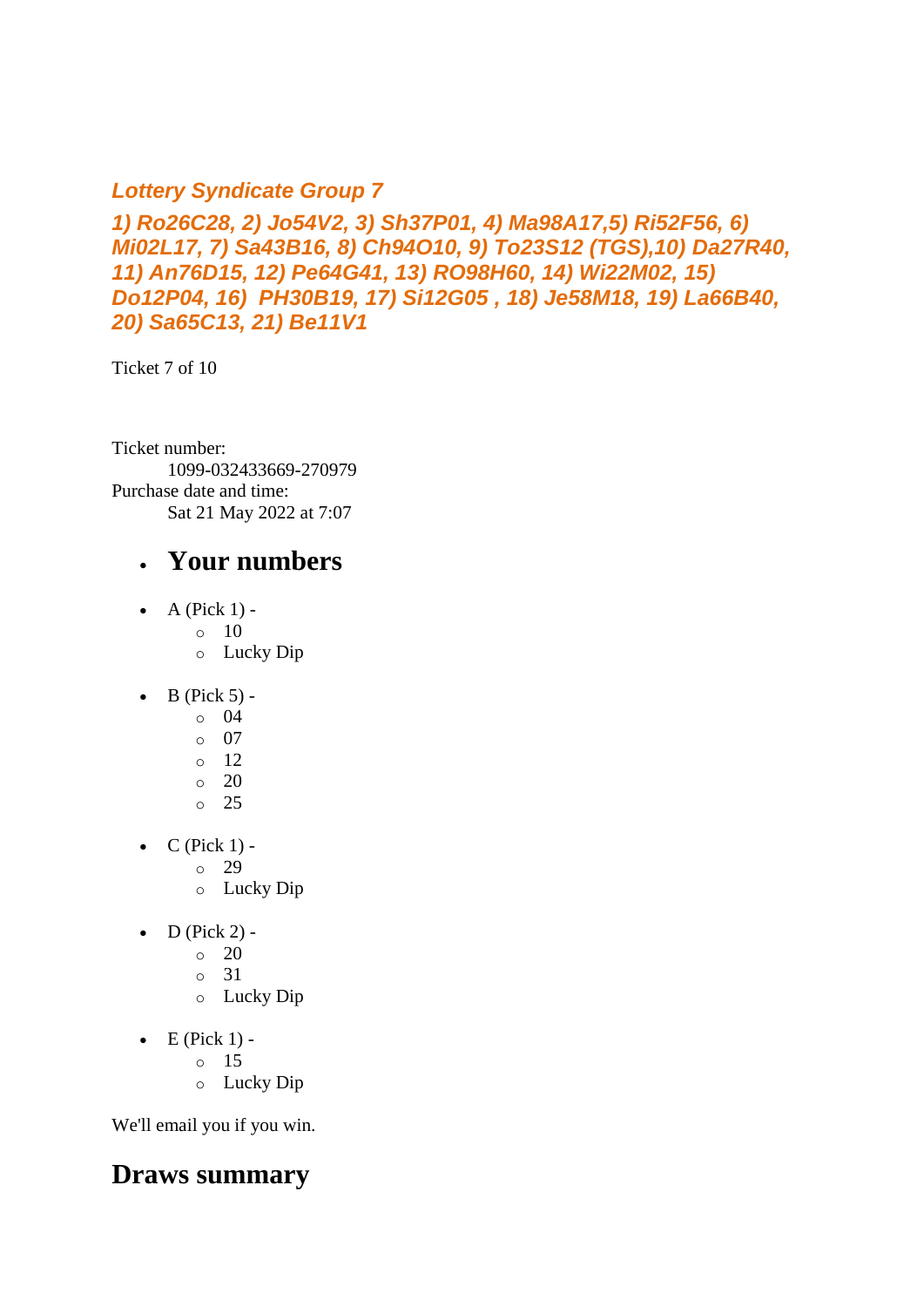### *Lottery Syndicate Group 7*

### *1) Ro26C28, 2) Jo54V2, 3) Sh37P01, 4) Ma98A17,5) Ri52F56, 6) Mi02L17, 7) Sa43B16, 8) Ch94O10, 9) To23S12 (TGS),10) Da27R40, 11) An76D15, 12) Pe64G41, 13) RO98H60, 14) Wi22M02, 15) Do12P04, 16)  PH30B19, 17) Si12G05 , 18) Je58M18, 19) La66B40, 20) Sa65C13, 21) Be11V1*

Ticket 7 of 10

Ticket number:
    1099-032433669-270979
Purchase date and time:
    Sat 21 May 2022 at 7:07

- ## Your numbers

- A (Pick 1) -
    - 10
    - Lucky Dip

- B (Pick 5) -
    - 04
    - 07
    - 12
    - 20
    - 25

- C (Pick 1) -
    - 29
    - Lucky Dip

- D (Pick 2) -
    - 20
    - 31
    - Lucky Dip

- E (Pick 1) -
    - 15
    - Lucky Dip

We'll email you if you win.

## Draws summary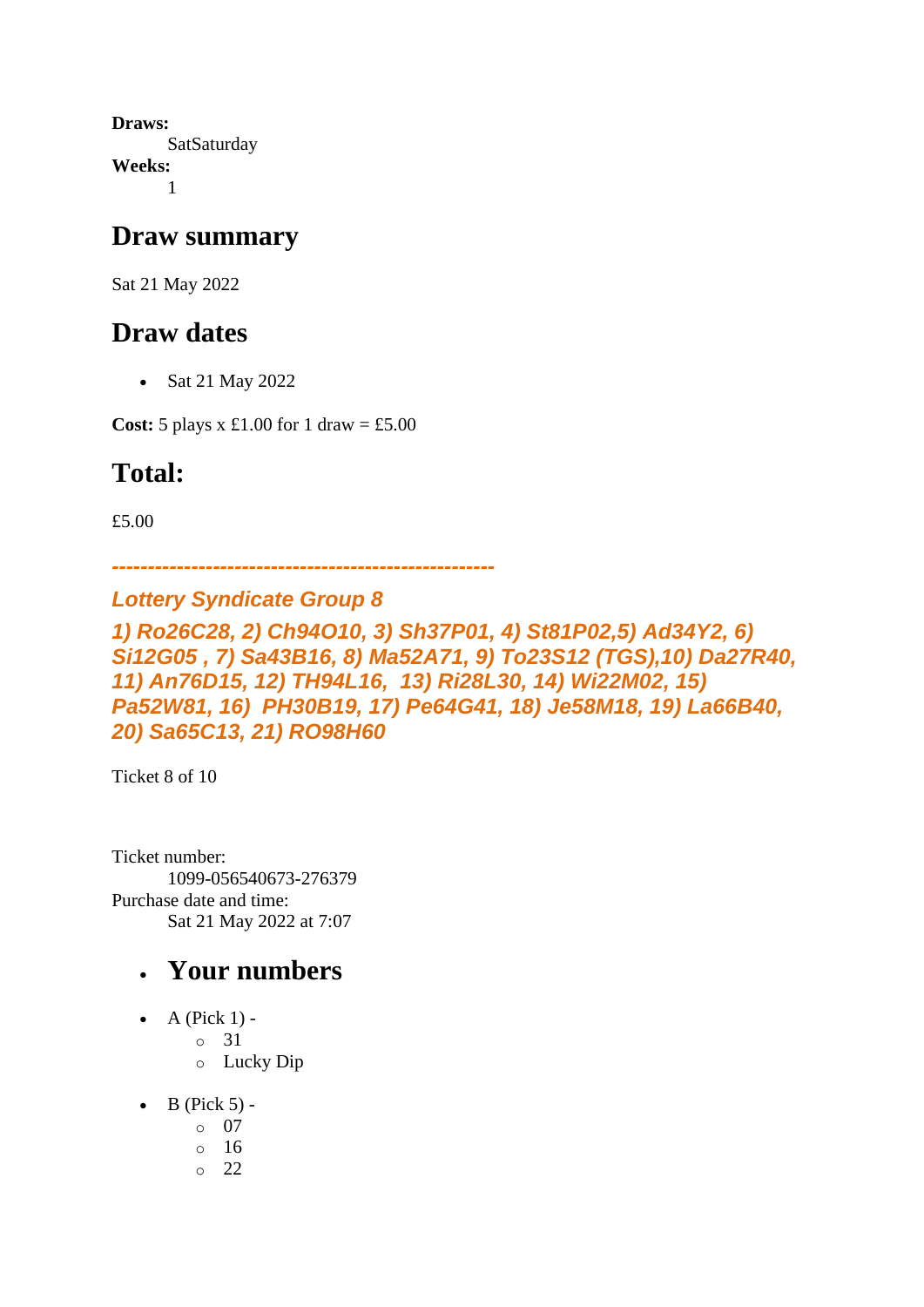**Draws:**
  SatSaturday
**Weeks:**
  1

## Draw summary

Sat 21 May 2022

## Draw dates

- Sat 21 May 2022

**Cost:** 5 plays x £1.00 for 1 draw = £5.00

## Total:

£5.00

***-----------------------------------------------------***

***Lottery Syndicate Group 8***

***1) Ro26C28, 2) Ch94O10, 3) Sh37P01, 4) St81P02,5) Ad34Y2, 6) Si12G05 , 7) Sa43B16, 8) Ma52A71, 9) To23S12 (TGS),10) Da27R40, 11) An76D15, 12) TH94L16,  13) Ri28L30, 14) Wi22M02, 15) Pa52W81, 16)  PH30B19, 17) Pe64G41, 18) Je58M18, 19) La66B40, 20) Sa65C13, 21) RO98H60***

Ticket 8 of 10

Ticket number:
  1099-056540673-276379
Purchase date and time:
  Sat 21 May 2022 at 7:07

- ## Your numbers

- A (Pick 1) -
  - 31
  - Lucky Dip
- B (Pick 5) -
  - 07
  - 16
  - 22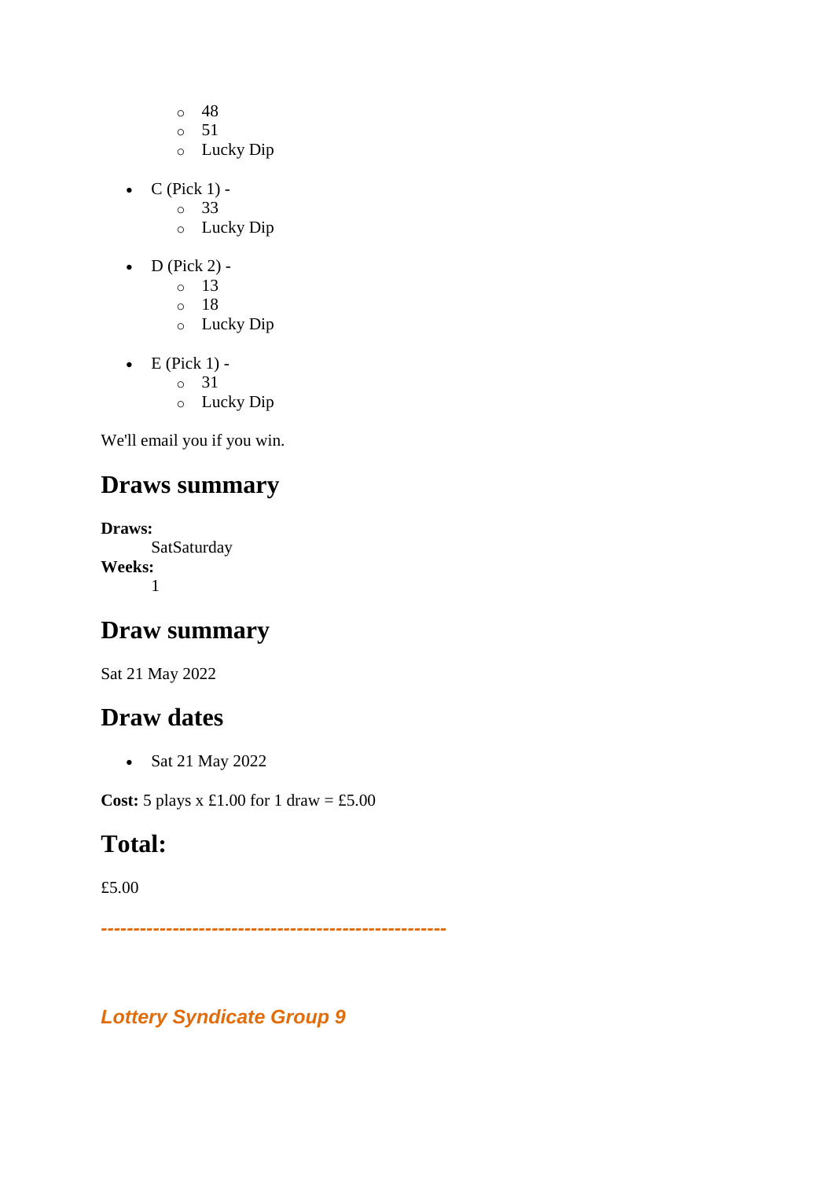- 48
    - 51
    - Lucky Dip

- C (Pick 1) -
    - 33
    - Lucky Dip

- D (Pick 2) -
    - 13
    - 18
    - Lucky Dip

- E (Pick 1) -
    - 31
    - Lucky Dip

We'll email you if you win.

## Draws summary

**Draws:**
SatSaturday

**Weeks:**
1

## Draw summary

Sat 21 May 2022

## Draw dates

- Sat 21 May 2022

**Cost:** 5 plays x £1.00 for 1 draw = £5.00

## Total:

£5.00

*----------------------------------------------------*

***Lottery Syndicate Group 9***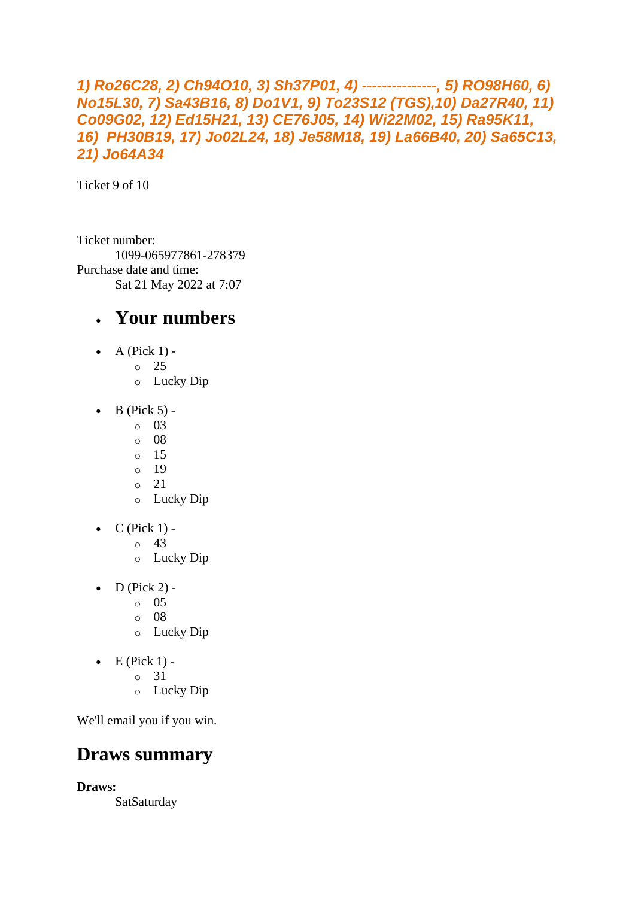***1) Ro26C28, 2) Ch94O10, 3) Sh37P01, 4) ---------------, 5) RO98H60, 6) No15L30, 7) Sa43B16, 8) Do1V1, 9) To23S12 (TGS),10) Da27R40, 11) Co09G02, 12) Ed15H21, 13) CE76J05, 14) Wi22M02, 15) Ra95K11, 16) PH30B19, 17) Jo02L24, 18) Je58M18, 19) La66B40, 20) Sa65C13, 21) Jo64A34***

Ticket 9 of 10

Ticket number:
: 1099-065977861-278379

Purchase date and time:
: Sat 21 May 2022 at 7:07

- ## Your numbers

- A (Pick 1) -
  - 25
  - Lucky Dip

- B (Pick 5) -
  - 03
  - 08
  - 15
  - 19
  - 21
  - Lucky Dip

- C (Pick 1) -
  - 43
  - Lucky Dip

- D (Pick 2) -
  - 05
  - 08
  - Lucky Dip

- E (Pick 1) -
  - 31
  - Lucky Dip

We'll email you if you win.

## Draws summary

**Draws:**
: SatSaturday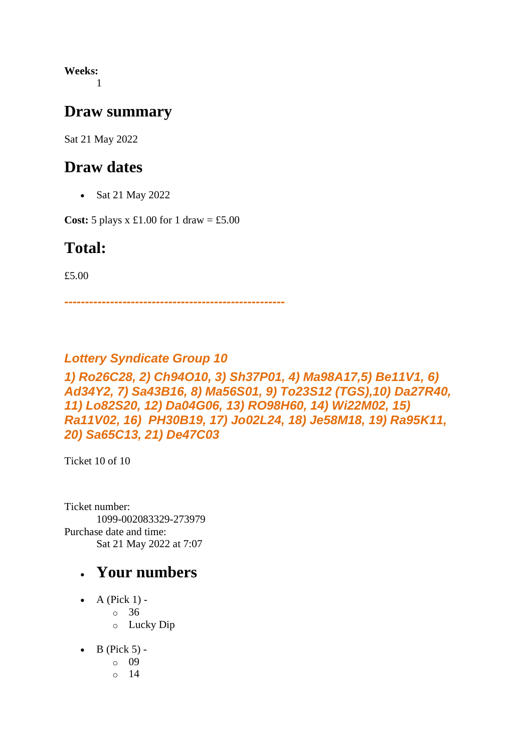**Weeks:**
1

## Draw summary

Sat 21 May 2022

## Draw dates

- Sat 21 May 2022

**Cost:** 5 plays x £1.00 for 1 draw = £5.00

## Total:

£5.00

***---------------------------------------------------***

***Lottery Syndicate Group 10***

***1) Ro26C28, 2) Ch94O10, 3) Sh37P01, 4) Ma98A17,5) Be11V1, 6) Ad34Y2, 7) Sa43B16, 8) Ma56S01, 9) To23S12 (TGS),10) Da27R40, 11) Lo82S20, 12) Da04G06, 13) RO98H60, 14) Wi22M02, 15) Ra11V02, 16) PH30B19, 17) Jo02L24, 18) Je58M18, 19) Ra95K11, 20) Sa65C13, 21) De47C03***

Ticket 10 of 10

Ticket number:
1099-002083329-273979
Purchase date and time:
Sat 21 May 2022 at 7:07

- ## Your numbers

- A (Pick 1) -
  - 36
  - Lucky Dip
- B (Pick 5) -
  - 09
  - 14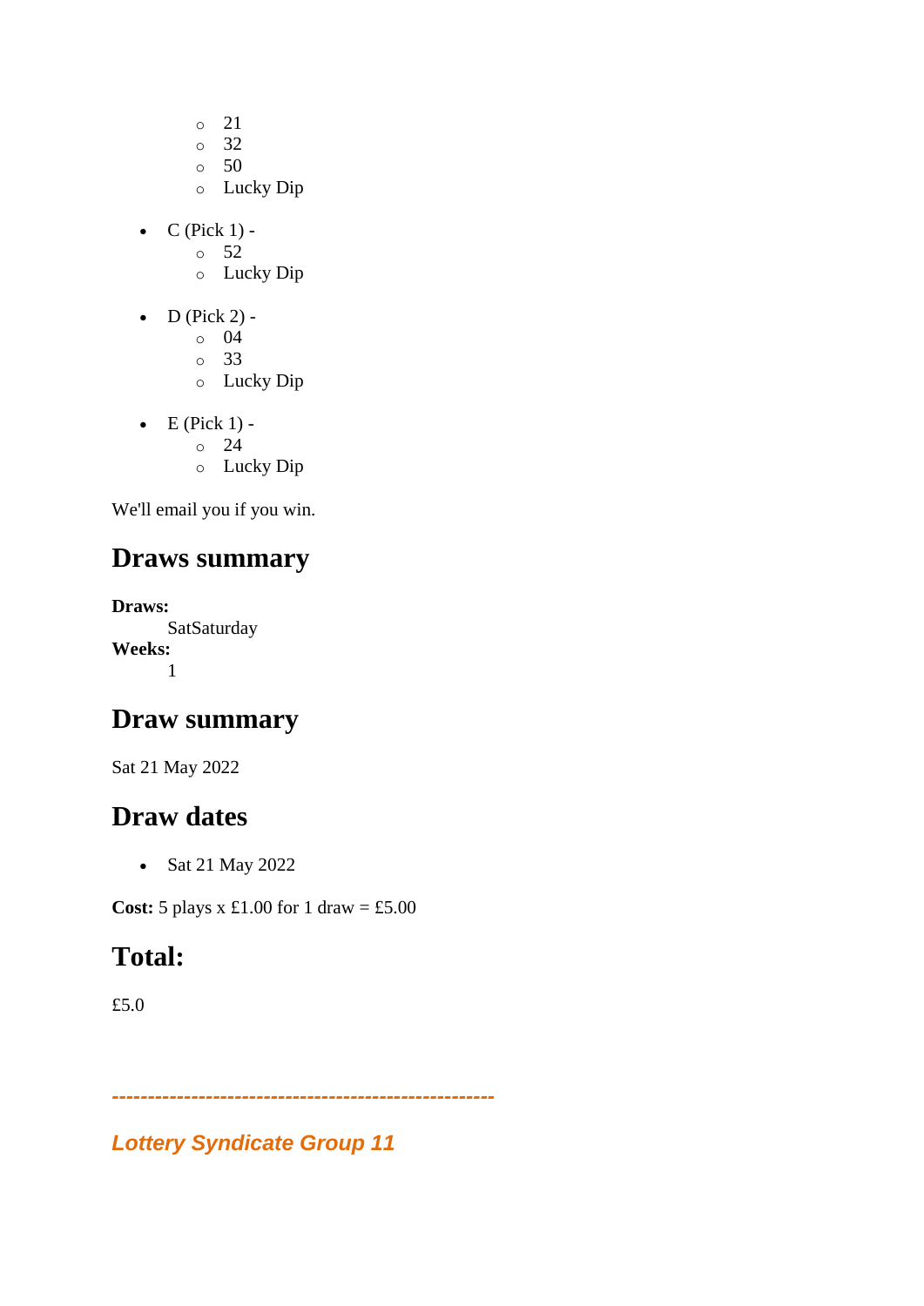- 21
    - 32
    - 50
    - Lucky Dip

- C (Pick 1) -
    - 52
    - Lucky Dip

- D (Pick 2) -
    - 04
    - 33
    - Lucky Dip

- E (Pick 1) -
    - 24
    - Lucky Dip

We'll email you if you win.

## Draws summary

**Draws:**
  SatSaturday
**Weeks:**
  1

## Draw summary

Sat 21 May 2022

## Draw dates

- Sat 21 May 2022

**Cost:** 5 plays x £1.00 for 1 draw = £5.00

## Total:

£5.0

***--------------------------------------------------***

***Lottery Syndicate Group 11***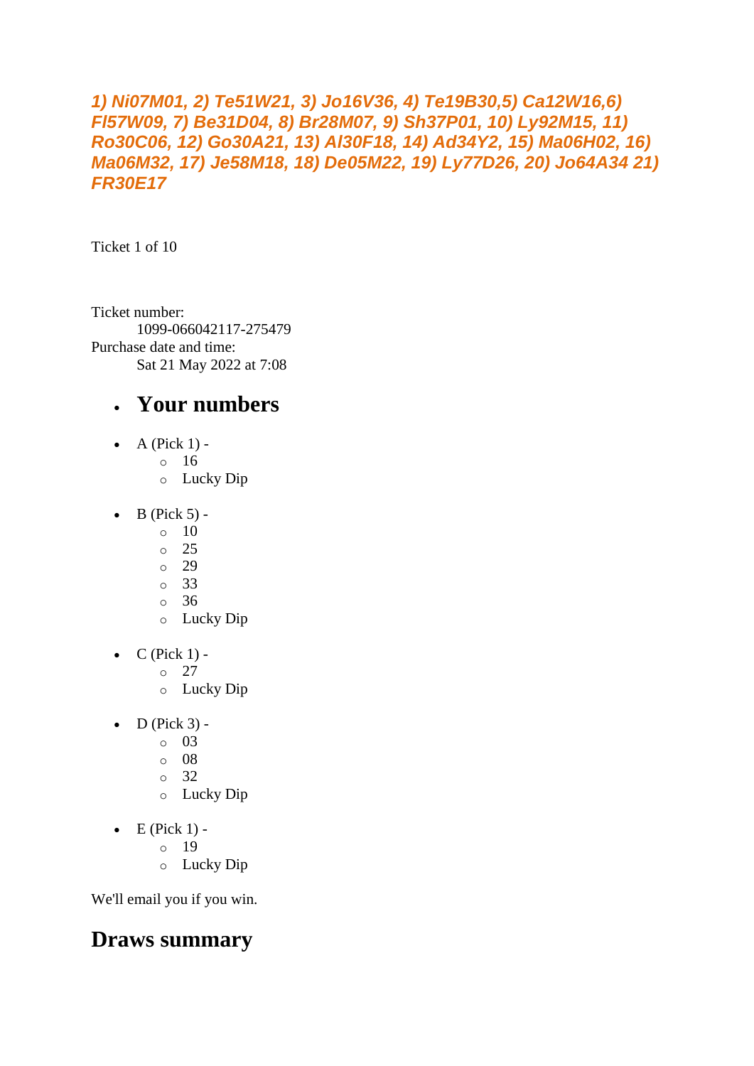***1) Ni07M01, 2) Te51W21, 3) Jo16V36, 4) Te19B30,5) Ca12W16,6) Fl57W09, 7) Be31D04, 8) Br28M07, 9) Sh37P01, 10) Ly92M15, 11) Ro30C06, 12) Go30A21, 13) Al30F18, 14) Ad34Y2, 15) Ma06H02, 16) Ma06M32, 17) Je58M18, 18) De05M22, 19) Ly77D26, 20) Jo64A34 21) FR30E17***

Ticket 1 of 10

Ticket number:
1099-066042117-275479
Purchase date and time:
Sat 21 May 2022 at 7:08

- ## Your numbers

- A (Pick 1) -
  - 16
  - Lucky Dip
- B (Pick 5) -
  - 10
  - 25
  - 29
  - 33
  - 36
  - Lucky Dip
- C (Pick 1) -
  - 27
  - Lucky Dip
- D (Pick 3) -
  - 03
  - 08
  - 32
  - Lucky Dip
- E (Pick 1) -
  - 19
  - Lucky Dip

We'll email you if you win.

## Draws summary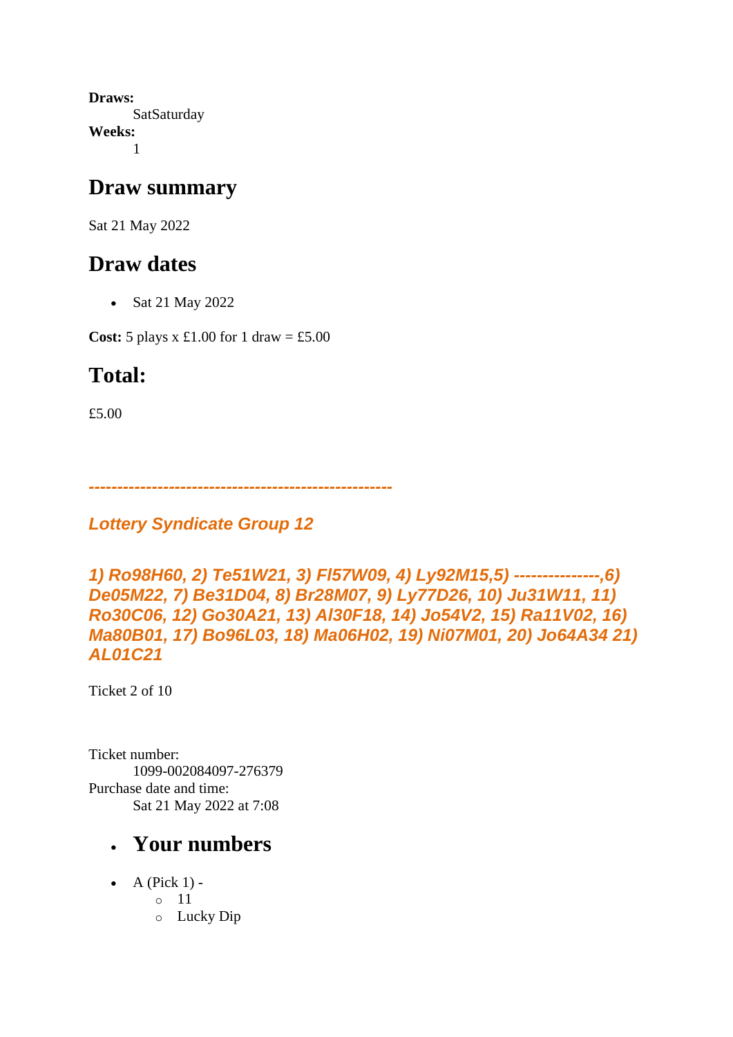**Draws:**

SatSaturday

**Weeks:**

1

## Draw summary

Sat 21 May 2022

## Draw dates

- Sat 21 May 2022

**Cost:** 5 plays x £1.00 for 1 draw = £5.00

## Total:

£5.00

***-----------------------------------------------------***

### *Lottery Syndicate Group 12*

### *1) Ro98H60, 2) Te51W21, 3) Fl57W09, 4) Ly92M15,5) ---------------,6) De05M22, 7) Be31D04, 8) Br28M07, 9) Ly77D26, 10) Ju31W11, 11) Ro30C06, 12) Go30A21, 13) Al30F18, 14) Jo54V2, 15) Ra11V02, 16) Ma80B01, 17) Bo96L03, 18) Ma06H02, 19) Ni07M01, 20) Jo64A34 21) AL01C21*

Ticket 2 of 10

Ticket number:

1099-002084097-276379

Purchase date and time:

Sat 21 May 2022 at 7:08

- ## Your numbers

- A (Pick 1) -
  - 11
  - Lucky Dip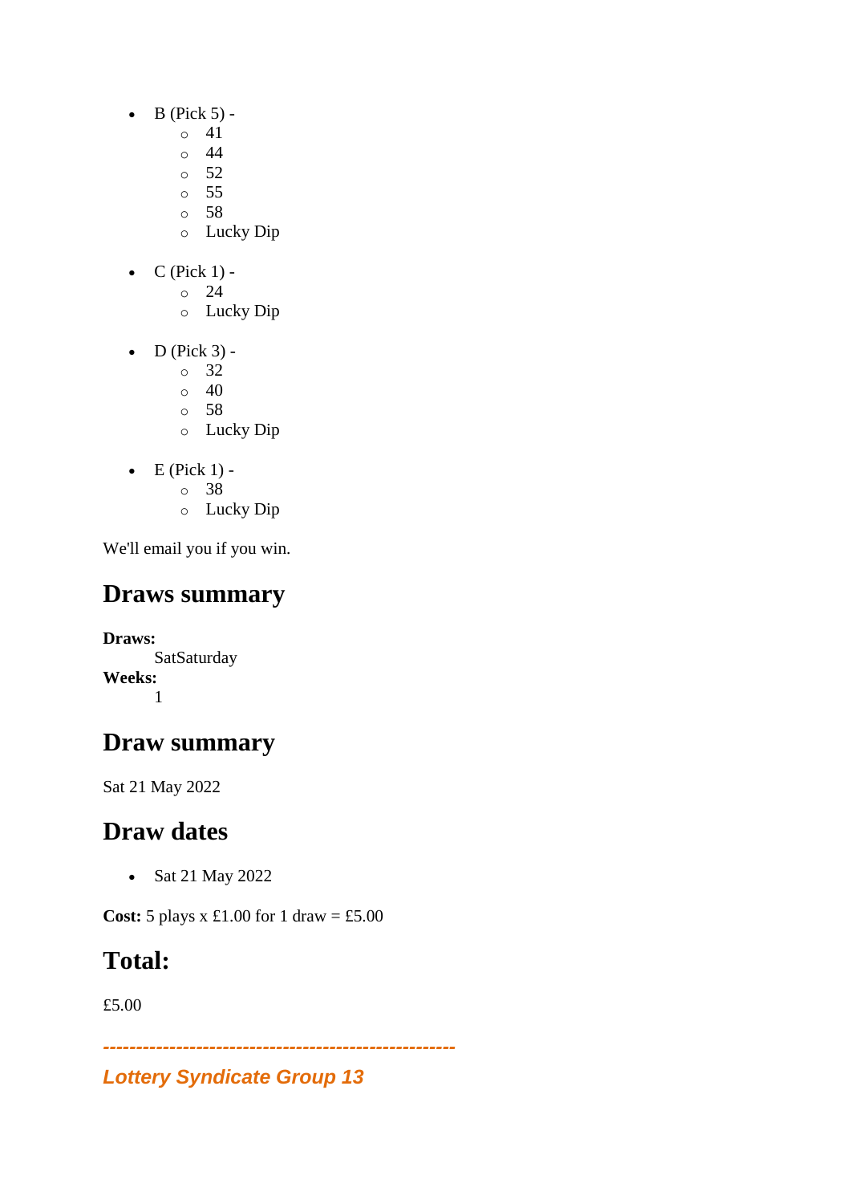- B (Pick 5) -
    - 41
    - 44
    - 52
    - 55
    - 58
    - Lucky Dip
- C (Pick 1) -
    - 24
    - Lucky Dip
- D (Pick 3) -
    - 32
    - 40
    - 58
    - Lucky Dip
- E (Pick 1) -
    - 38
    - Lucky Dip

We'll email you if you win.

## Draws summary

**Draws:**
SatSaturday
**Weeks:**
1

## Draw summary

Sat 21 May 2022

## Draw dates

- Sat 21 May 2022

**Cost:** 5 plays x £1.00 for 1 draw = £5.00

## Total:

£5.00

*-----------------------------------------------------*

***Lottery Syndicate Group 13***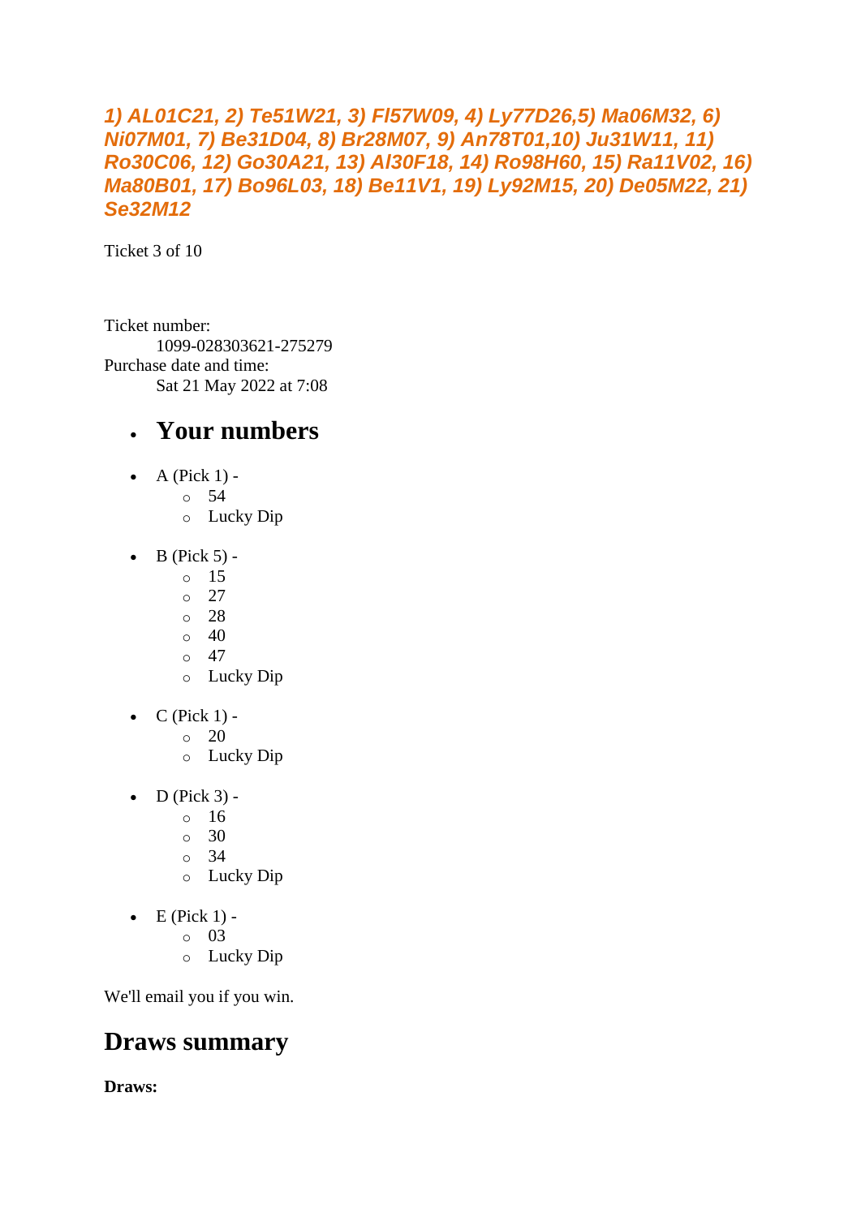***1) AL01C21, 2) Te51W21, 3) Fl57W09, 4) Ly77D26,5) Ma06M32, 6) Ni07M01, 7) Be31D04, 8) Br28M07, 9) An78T01,10) Ju31W11, 11) Ro30C06, 12) Go30A21, 13) Al30F18, 14) Ro98H60, 15) Ra11V02, 16) Ma80B01, 17) Bo96L03, 18) Be11V1, 19) Ly92M15, 20) De05M22, 21) Se32M12***

Ticket 3 of 10

Ticket number:
  1099-028303621-275279
Purchase date and time:
  Sat 21 May 2022 at 7:08

- ## Your numbers

- A (Pick 1) -
  - 54
  - Lucky Dip
- B (Pick 5) -
  - 15
  - 27
  - 28
  - 40
  - 47
  - Lucky Dip
- C (Pick 1) -
  - 20
  - Lucky Dip
- D (Pick 3) -
  - 16
  - 30
  - 34
  - Lucky Dip
- E (Pick 1) -
  - 03
  - Lucky Dip

We'll email you if you win.

## Draws summary

**Draws:**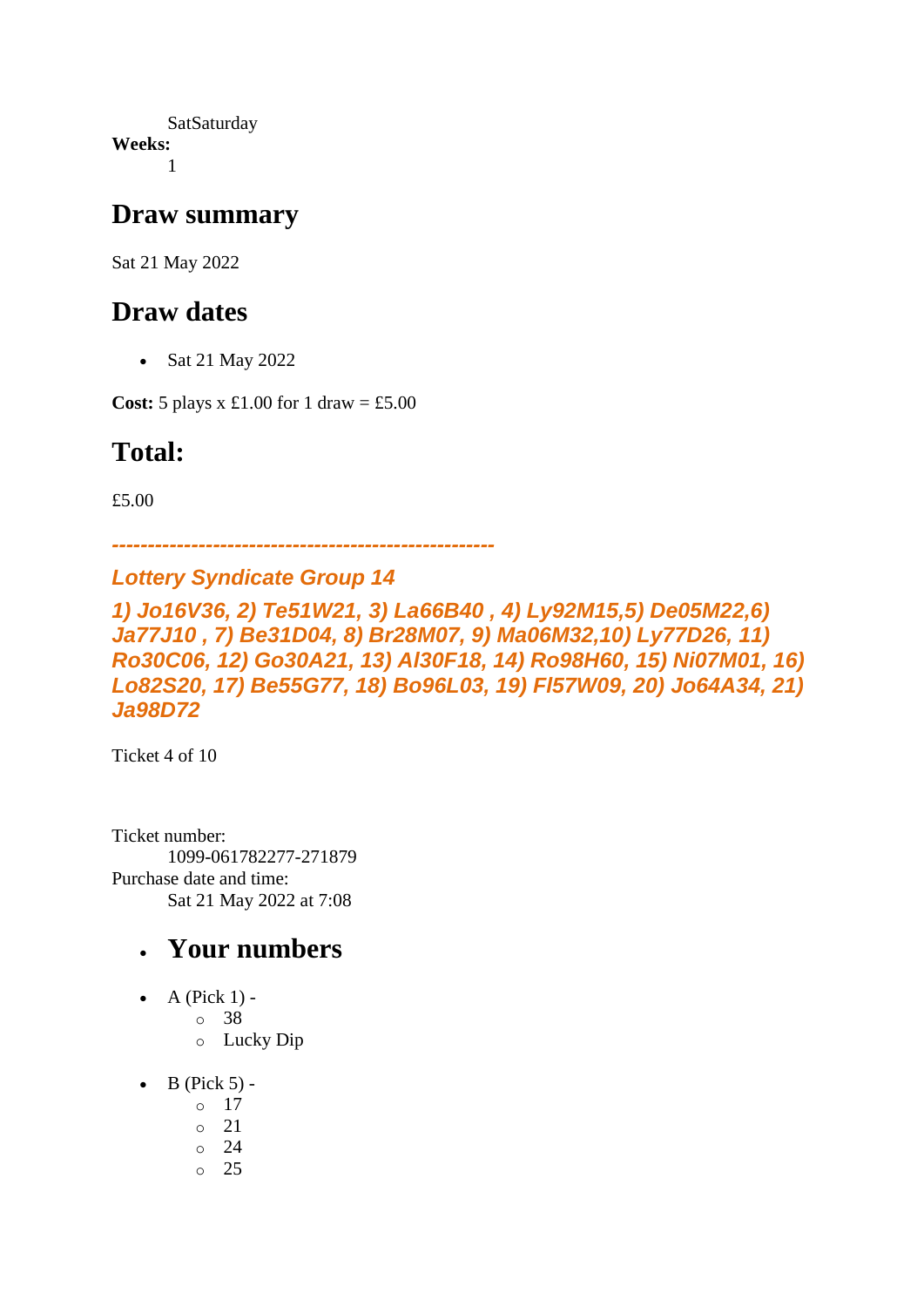SatSaturday

**Weeks:**

1

## Draw summary

Sat 21 May 2022

## Draw dates

- Sat 21 May 2022

**Cost:** 5 plays x £1.00 for 1 draw = £5.00

## Total:

£5.00

***----------------------------------------------------***

### *Lottery Syndicate Group 14*

### *1) Jo16V36, 2) Te51W21, 3) La66B40 , 4) Ly92M15,5) De05M22,6) Ja77J10 , 7) Be31D04, 8) Br28M07, 9) Ma06M32,10) Ly77D26, 11) Ro30C06, 12) Go30A21, 13) Al30F18, 14) Ro98H60, 15) Ni07M01, 16) Lo82S20, 17) Be55G77, 18) Bo96L03, 19) Fl57W09, 20) Jo64A34, 21) Ja98D72*

Ticket 4 of 10

Ticket number:

1099-061782277-271879

Purchase date and time:

Sat 21 May 2022 at 7:08

- ## Your numbers

- A (Pick 1) -
  - 38
  - Lucky Dip
- B (Pick 5) -
  - 17
  - 21
  - 24
  - 25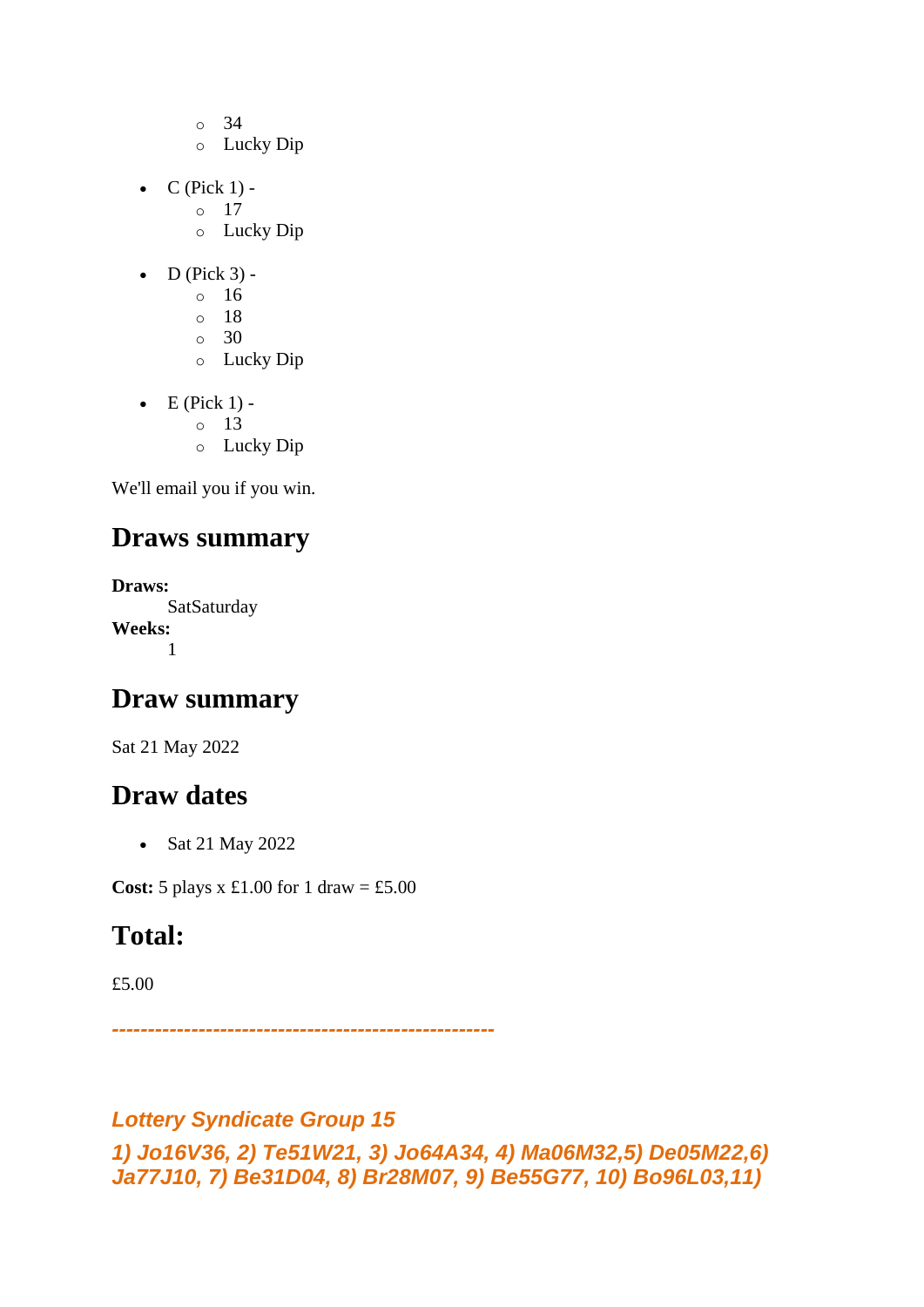- 34
  - Lucky Dip

- C (Pick 1) -
  - 17
  - Lucky Dip

- D (Pick 3) -
  - 16
  - 18
  - 30
  - Lucky Dip

- E (Pick 1) -
  - 13
  - Lucky Dip

We'll email you if you win.

## Draws summary

**Draws:**
SatSaturday
**Weeks:**
1

## Draw summary

Sat 21 May 2022

## Draw dates

- Sat 21 May 2022

**Cost:** 5 plays x £1.00 for 1 draw = £5.00

## Total:

£5.00

***-----------------------------------------------------***

***Lottery Syndicate Group 15***

***1) Jo16V36, 2) Te51W21, 3) Jo64A34, 4) Ma06M32,5) De05M22,6) Ja77J10, 7) Be31D04, 8) Br28M07, 9) Be55G77, 10) Bo96L03,11)***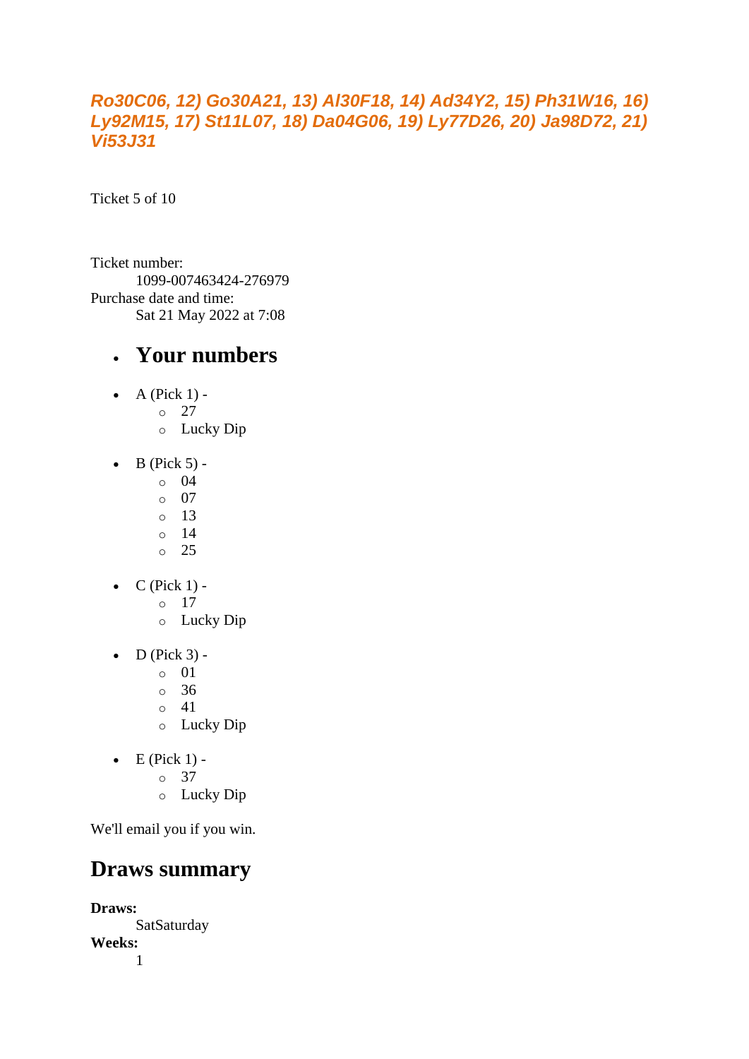***Ro30C06, 12) Go30A21, 13) Al30F18, 14) Ad34Y2, 15) Ph31W16, 16) Ly92M15, 17) St11L07, 18) Da04G06, 19) Ly77D26, 20) Ja98D72, 21) Vi53J31***

Ticket 5 of 10

Ticket number:
    1099-007463424-276979
Purchase date and time:
    Sat 21 May 2022 at 7:08

- ## Your numbers

- A (Pick 1) -
  - 27
  - Lucky Dip

- B (Pick 5) -
  - 04
  - 07
  - 13
  - 14
  - 25

- C (Pick 1) -
  - 17
  - Lucky Dip

- D (Pick 3) -
  - 01
  - 36
  - 41
  - Lucky Dip

- E (Pick 1) -
  - 37
  - Lucky Dip

We'll email you if you win.

## Draws summary

**Draws:**
    SatSaturday
**Weeks:**
    1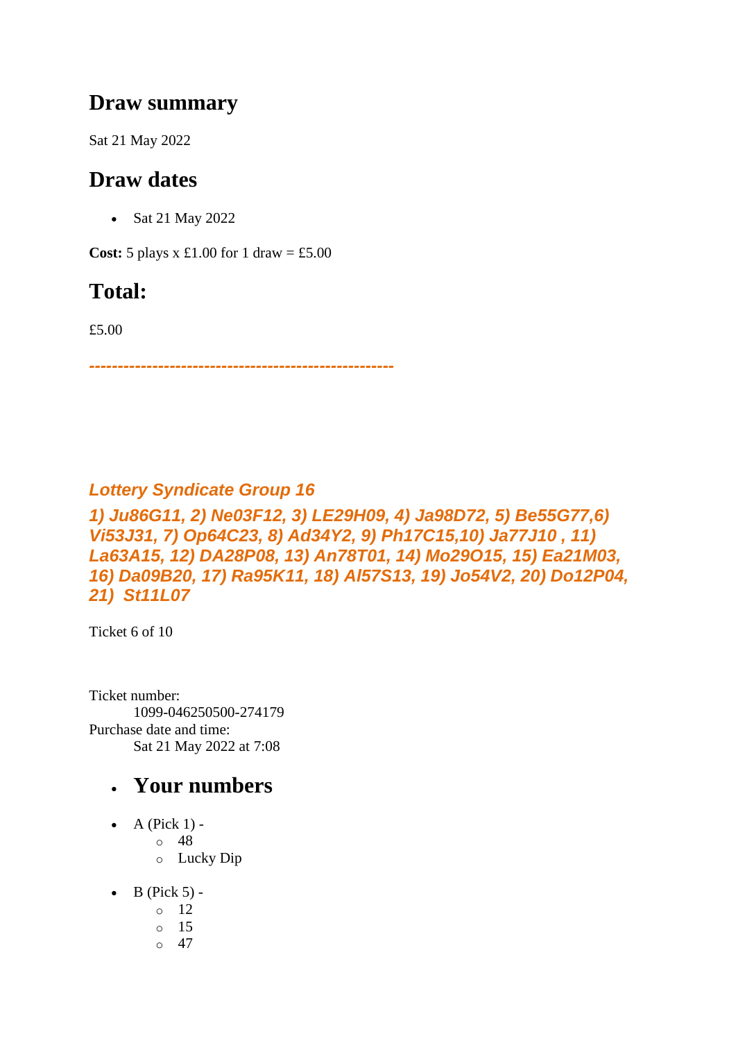## Draw summary

Sat 21 May 2022

## Draw dates

- Sat 21 May 2022

**Cost:** 5 plays x £1.00 for 1 draw = £5.00

## Total:

£5.00

***-----------------------------------------------------***

***Lottery Syndicate Group 16***

***1) Ju86G11, 2) Ne03F12, 3) LE29H09, 4) Ja98D72, 5) Be55G77,6) Vi53J31, 7) Op64C23, 8) Ad34Y2, 9) Ph17C15,10) Ja77J10 , 11) La63A15, 12) DA28P08, 13) An78T01, 14) Mo29O15, 15) Ea21M03, 16) Da09B20, 17) Ra95K11, 18) Al57S13, 19) Jo54V2, 20) Do12P04, 21) St11L07***

Ticket 6 of 10

Ticket number:
    1099-046250500-274179
Purchase date and time:
    Sat 21 May 2022 at 7:08

- ## Your numbers

- A (Pick 1) -
  - 48
  - Lucky Dip
- B (Pick 5) -
  - 12
  - 15
  - 47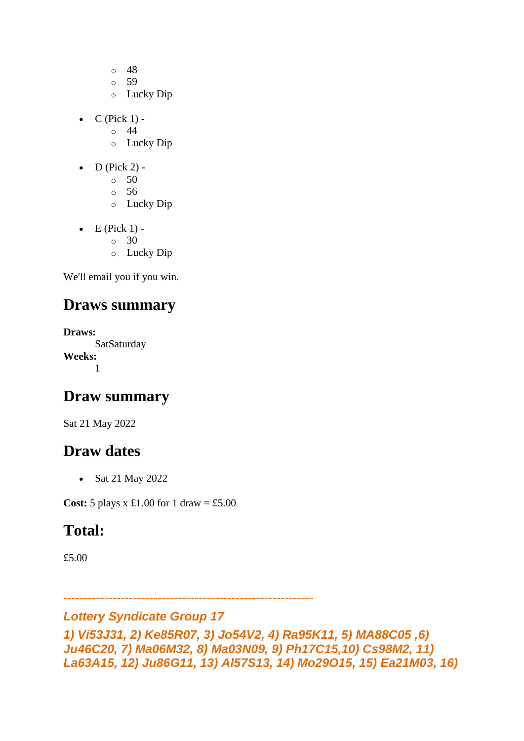- 48
    - 59
    - Lucky Dip

- C (Pick 1) -
    - 44
    - Lucky Dip

- D (Pick 2) -
    - 50
    - 56
    - Lucky Dip

- E (Pick 1) -
    - 30
    - Lucky Dip

We'll email you if you win.

## Draws summary

**Draws:**
SatSaturday
**Weeks:**
1

## Draw summary

Sat 21 May 2022

## Draw dates

- Sat 21 May 2022

**Cost:** 5 plays x £1.00 for 1 draw = £5.00

## Total:

£5.00

***-------------------------------------------------------------***

***Lottery Syndicate Group 17***

***1) Vi53J31, 2) Ke85R07, 3) Jo54V2, 4) Ra95K11, 5) MA88C05 ,6) Ju46C20, 7) Ma06M32, 8) Ma03N09, 9) Ph17C15,10) Cs98M2, 11) La63A15, 12) Ju86G11, 13) Al57S13, 14) Mo29O15, 15) Ea21M03, 16)***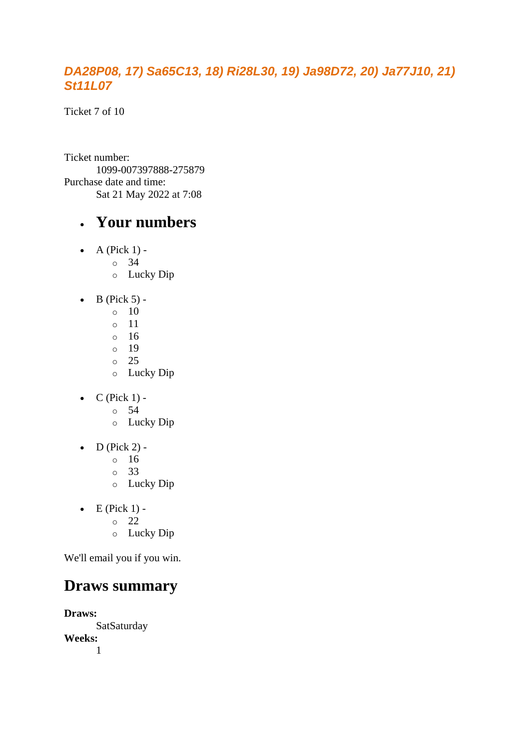***DA28P08, 17) Sa65C13, 18) Ri28L30, 19) Ja98D72, 20) Ja77J10, 21) St11L07***

Ticket 7 of 10

Ticket number:
    1099-007397888-275879
Purchase date and time:
    Sat 21 May 2022 at 7:08

- ## Your numbers

- A (Pick 1) -
  - 34
  - Lucky Dip
- B (Pick 5) -
  - 10
  - 11
  - 16
  - 19
  - 25
  - Lucky Dip
- C (Pick 1) -
  - 54
  - Lucky Dip
- D (Pick 2) -
  - 16
  - 33
  - Lucky Dip
- E (Pick 1) -
  - 22
  - Lucky Dip

We'll email you if you win.

## Draws summary

**Draws:**
    SatSaturday
**Weeks:**
    1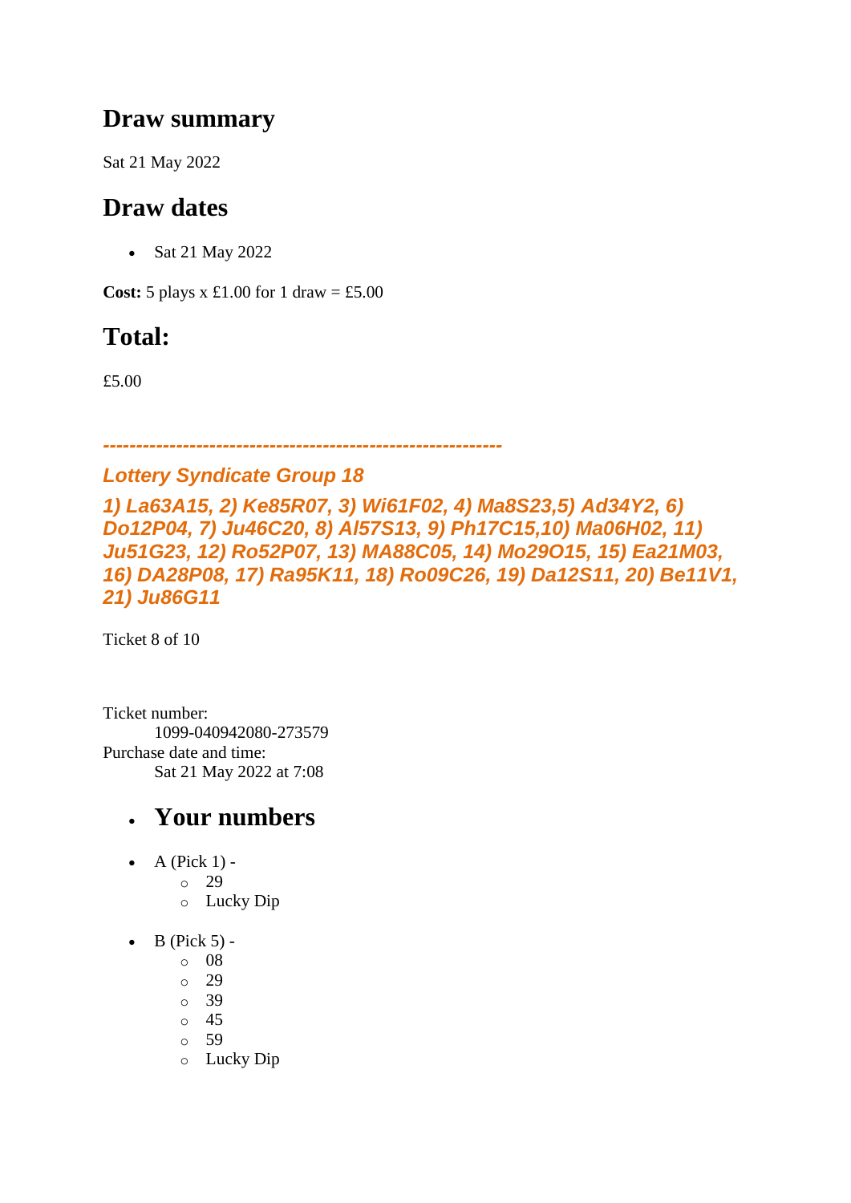## Draw summary

Sat 21 May 2022

## Draw dates

- Sat 21 May 2022

**Cost:** 5 plays x £1.00 for 1 draw = £5.00

## Total:

£5.00

*-----------------------------------------------------------*

***Lottery Syndicate Group 18***

***1) La63A15, 2) Ke85R07, 3) Wi61F02, 4) Ma8S23,5) Ad34Y2, 6) Do12P04, 7) Ju46C20, 8) Al57S13, 9) Ph17C15,10) Ma06H02, 11) Ju51G23, 12) Ro52P07, 13) MA88C05, 14) Mo29O15, 15) Ea21M03, 16) DA28P08, 17) Ra95K11, 18) Ro09C26, 19) Da12S11, 20) Be11V1, 21) Ju86G11***

Ticket 8 of 10

Ticket number:
    1099-040942080-273579
Purchase date and time:
    Sat 21 May 2022 at 7:08

- ## Your numbers

- A (Pick 1) -
    - 29
    - Lucky Dip
- B (Pick 5) -
    - 08
    - 29
    - 39
    - 45
    - 59
    - Lucky Dip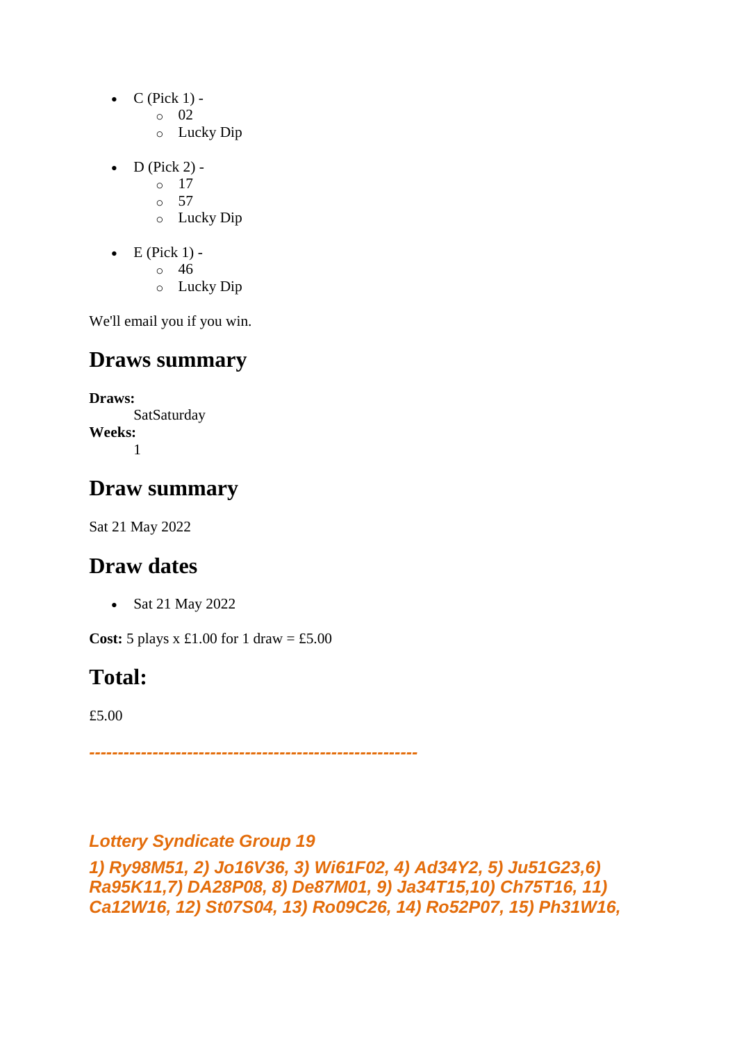- C (Pick 1) -
    - 02
    - Lucky Dip

- D (Pick 2) -
    - 17
    - 57
    - Lucky Dip

- E (Pick 1) -
    - 46
    - Lucky Dip

We'll email you if you win.

## Draws summary

**Draws:**
SatSaturday
**Weeks:**
1

## Draw summary

Sat 21 May 2022

## Draw dates

- Sat 21 May 2022

**Cost:** 5 plays x £1.00 for 1 draw = £5.00

## Total:

£5.00

---------------------------------------------------------

***Lottery Syndicate Group 19***

***1) Ry98M51, 2) Jo16V36, 3) Wi61F02, 4) Ad34Y2, 5) Ju51G23,6) Ra95K11,7) DA28P08, 8) De87M01, 9) Ja34T15,10) Ch75T16, 11) Ca12W16, 12) St07S04, 13) Ro09C26, 14) Ro52P07, 15) Ph31W16,***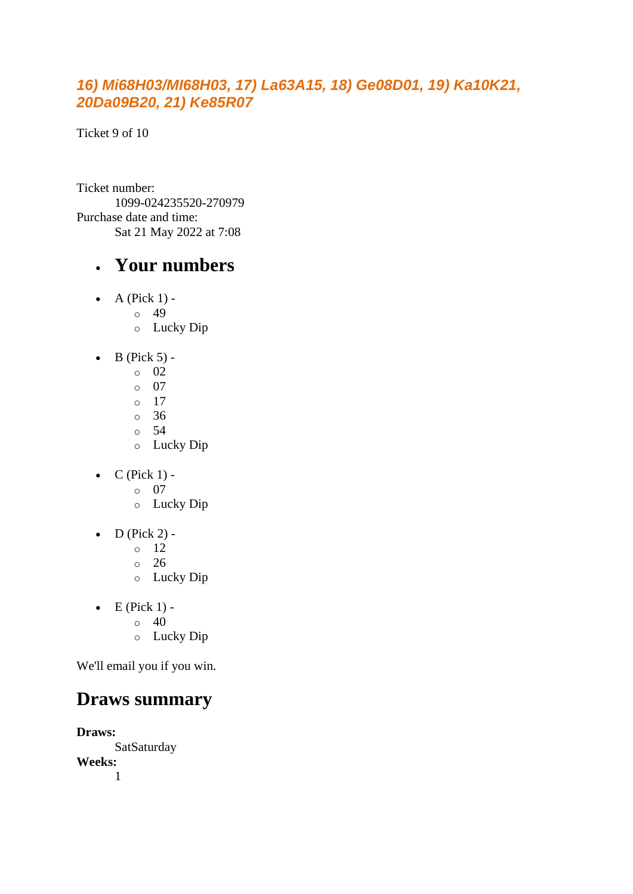### *16) Mi68H03/MI68H03, 17) La63A15, 18) Ge08D01, 19) Ka10K21, 20Da09B20, 21) Ke85R07*

Ticket 9 of 10

Ticket number:
    1099-024235520-270979
Purchase date and time:
    Sat 21 May 2022 at 7:08

- ## Your numbers

- A (Pick 1) -
  - 49
  - Lucky Dip
- B (Pick 5) -
  - 02
  - 07
  - 17
  - 36
  - 54
  - Lucky Dip
- C (Pick 1) -
  - 07
  - Lucky Dip
- D (Pick 2) -
  - 12
  - 26
  - Lucky Dip
- E (Pick 1) -
  - 40
  - Lucky Dip

We'll email you if you win.

## Draws summary

**Draws:**
    SatSaturday
**Weeks:**
    1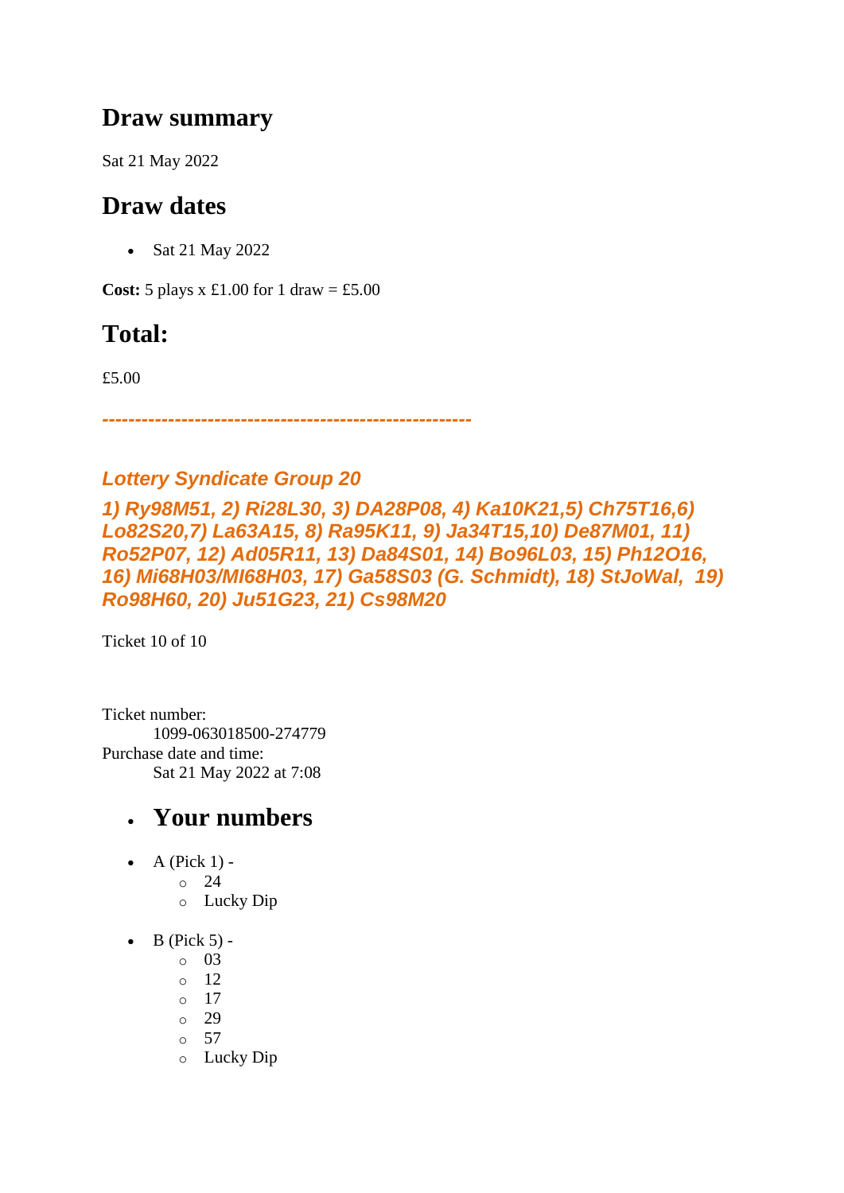## Draw summary

Sat 21 May 2022

## Draw dates

- Sat 21 May 2022

**Cost:** 5 plays x £1.00 for 1 draw = £5.00

## Total:

£5.00

*--------------------------------------------------------*

### *Lottery Syndicate Group 20*

### *1) Ry98M51, 2) Ri28L30, 3) DA28P08, 4) Ka10K21,5) Ch75T16,6) Lo82S20,7) La63A15, 8) Ra95K11, 9) Ja34T15,10) De87M01, 11) Ro52P07, 12) Ad05R11, 13) Da84S01, 14) Bo96L03, 15) Ph12O16, 16) Mi68H03/MI68H03, 17) Ga58S03 (G. Schmidt), 18) StJoWal, 19) Ro98H60, 20) Ju51G23, 21) Cs98M20*

Ticket 10 of 10

Ticket number:
    1099-063018500-274779
Purchase date and time:
    Sat 21 May 2022 at 7:08

- ## Your numbers

- A (Pick 1) -
  - 24
  - Lucky Dip

- B (Pick 5) -
  - 03
  - 12
  - 17
  - 29
  - 57
  - Lucky Dip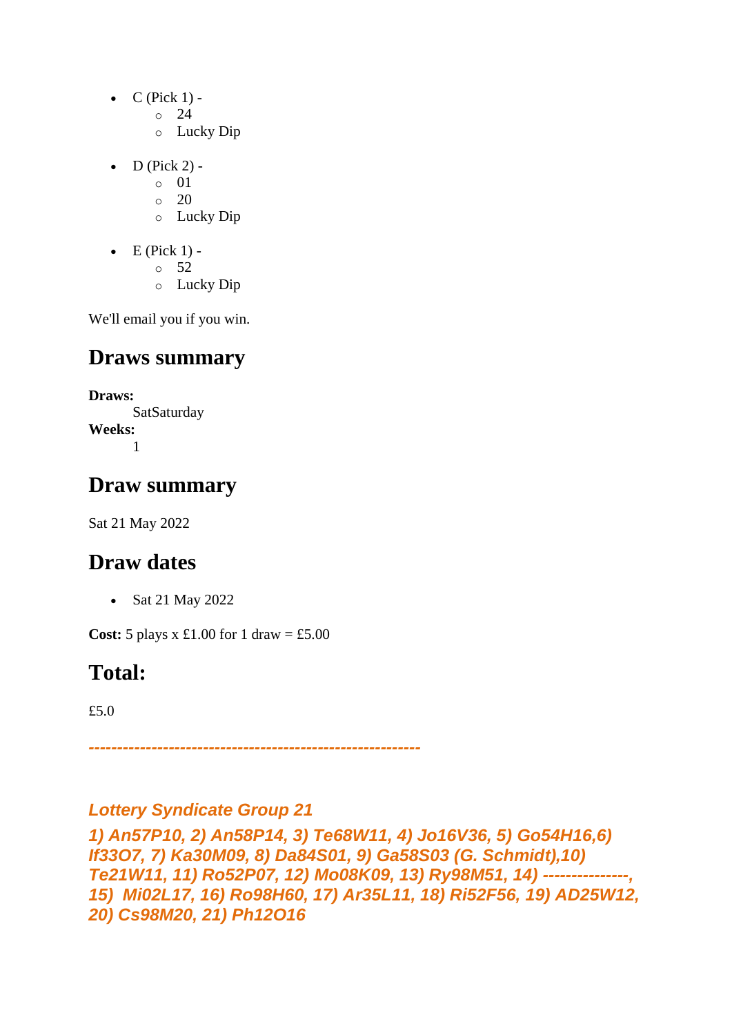- C (Pick 1) -
    - 24
    - Lucky Dip

- D (Pick 2) -
    - 01
    - 20
    - Lucky Dip

- E (Pick 1) -
    - 52
    - Lucky Dip

We'll email you if you win.

## Draws summary

**Draws:**
SatSaturday
**Weeks:**
1

## Draw summary

Sat 21 May 2022

## Draw dates

- Sat 21 May 2022

**Cost:** 5 plays x £1.00 for 1 draw = £5.00

## Total:

£5.0

***---------------------------------------------------------***

***Lottery Syndicate Group 21***

***1) An57P10, 2) An58P14, 3) Te68W11, 4) Jo16V36, 5) Go54H16,6) If33O7, 7) Ka30M09, 8) Da84S01, 9) Ga58S03 (G. Schmidt),10) Te21W11, 11) Ro52P07, 12) Mo08K09, 13) Ry98M51, 14) --------------, 15) Mi02L17, 16) Ro98H60, 17) Ar35L11, 18) Ri52F56, 19) AD25W12, 20) Cs98M20, 21) Ph12O16***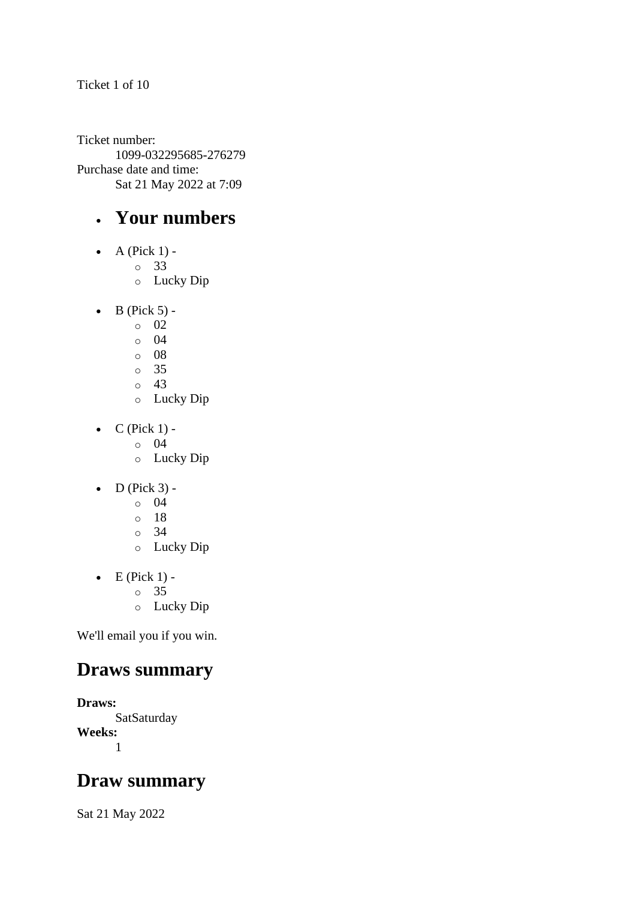Ticket 1 of 10

Ticket number:
  1099-032295685-276279
Purchase date and time:
  Sat 21 May 2022 at 7:09

- ## Your numbers

- A (Pick 1) -
  - 33
  - Lucky Dip
- B (Pick 5) -
  - 02
  - 04
  - 08
  - 35
  - 43
  - Lucky Dip
- C (Pick 1) -
  - 04
  - Lucky Dip
- D (Pick 3) -
  - 04
  - 18
  - 34
  - Lucky Dip
- E (Pick 1) -
  - 35
  - Lucky Dip

We'll email you if you win.

## Draws summary

**Draws:**
  SatSaturday
**Weeks:**
  1

## Draw summary

Sat 21 May 2022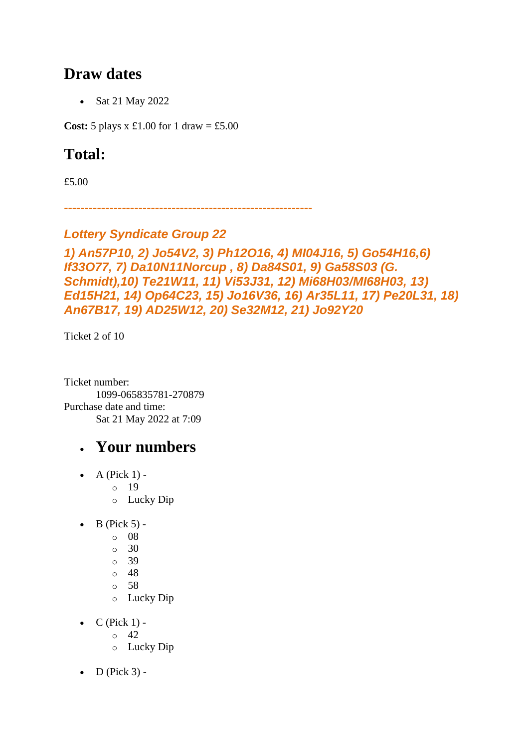## Draw dates

- Sat 21 May 2022

**Cost:** 5 plays x £1.00 for 1 draw = £5.00

## Total:

£5.00

***------------------------------------------------------------***

### *Lottery Syndicate Group 22*

### *1) An57P10, 2) Jo54V2, 3) Ph12O16, 4) MI04J16, 5) Go54H16,6) If33O77, 7) Da10N11Norcup , 8) Da84S01, 9) Ga58S03 (G. Schmidt),10) Te21W11, 11) Vi53J31, 12) Mi68H03/MI68H03, 13) Ed15H21, 14) Op64C23, 15) Jo16V36, 16) Ar35L11, 17) Pe20L31, 18) An67B17, 19) AD25W12, 20) Se32M12, 21) Jo92Y20*

Ticket 2 of 10

Ticket number:
    1099-065835781-270879
Purchase date and time:
    Sat 21 May 2022 at 7:09

- ## Your numbers

- A (Pick 1) -
  - 19
  - Lucky Dip
- B (Pick 5) -
  - 08
  - 30
  - 39
  - 48
  - 58
  - Lucky Dip
- C (Pick 1) -
  - 42
  - Lucky Dip
- D (Pick 3) -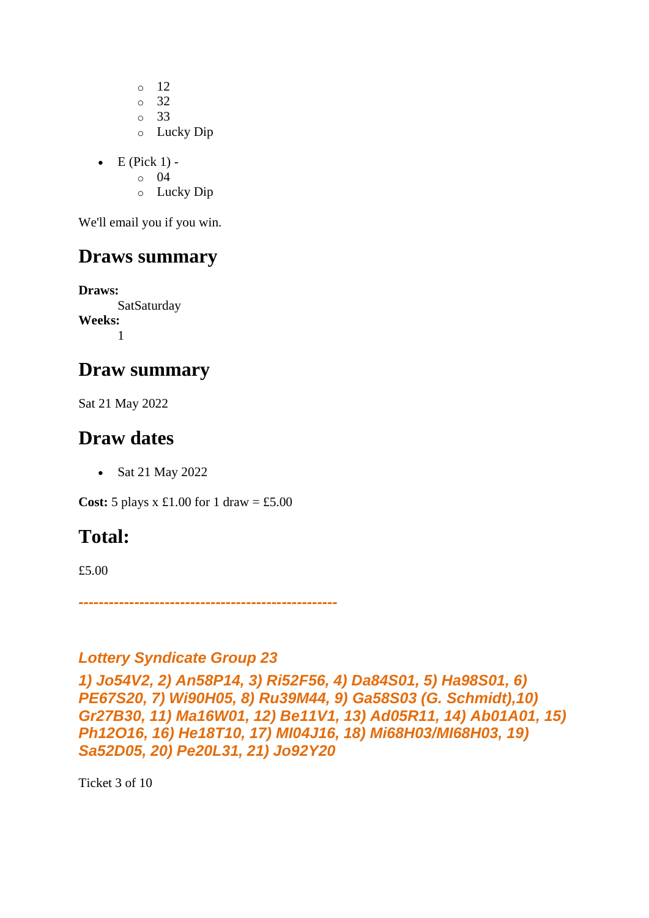- 12
  - 32
  - 33
  - Lucky Dip

- E (Pick 1) -
  - 04
  - Lucky Dip

We'll email you if you win.

## Draws summary

**Draws:**
SatSaturday
**Weeks:**
1

## Draw summary

Sat 21 May 2022

## Draw dates

- Sat 21 May 2022

**Cost:** 5 plays x £1.00 for 1 draw = £5.00

## Total:

£5.00

***--------------------------------------------------***

***Lottery Syndicate Group 23***

***1) Jo54V2, 2) An58P14, 3) Ri52F56, 4) Da84S01, 5) Ha98S01, 6) PE67S20, 7) Wi90H05, 8) Ru39M44, 9) Ga58S03 (G. Schmidt),10) Gr27B30, 11) Ma16W01, 12) Be11V1, 13) Ad05R11, 14) Ab01A01, 15) Ph12O16, 16) He18T10, 17) MI04J16, 18) Mi68H03/MI68H03, 19) Sa52D05, 20) Pe20L31, 21) Jo92Y20***

Ticket 3 of 10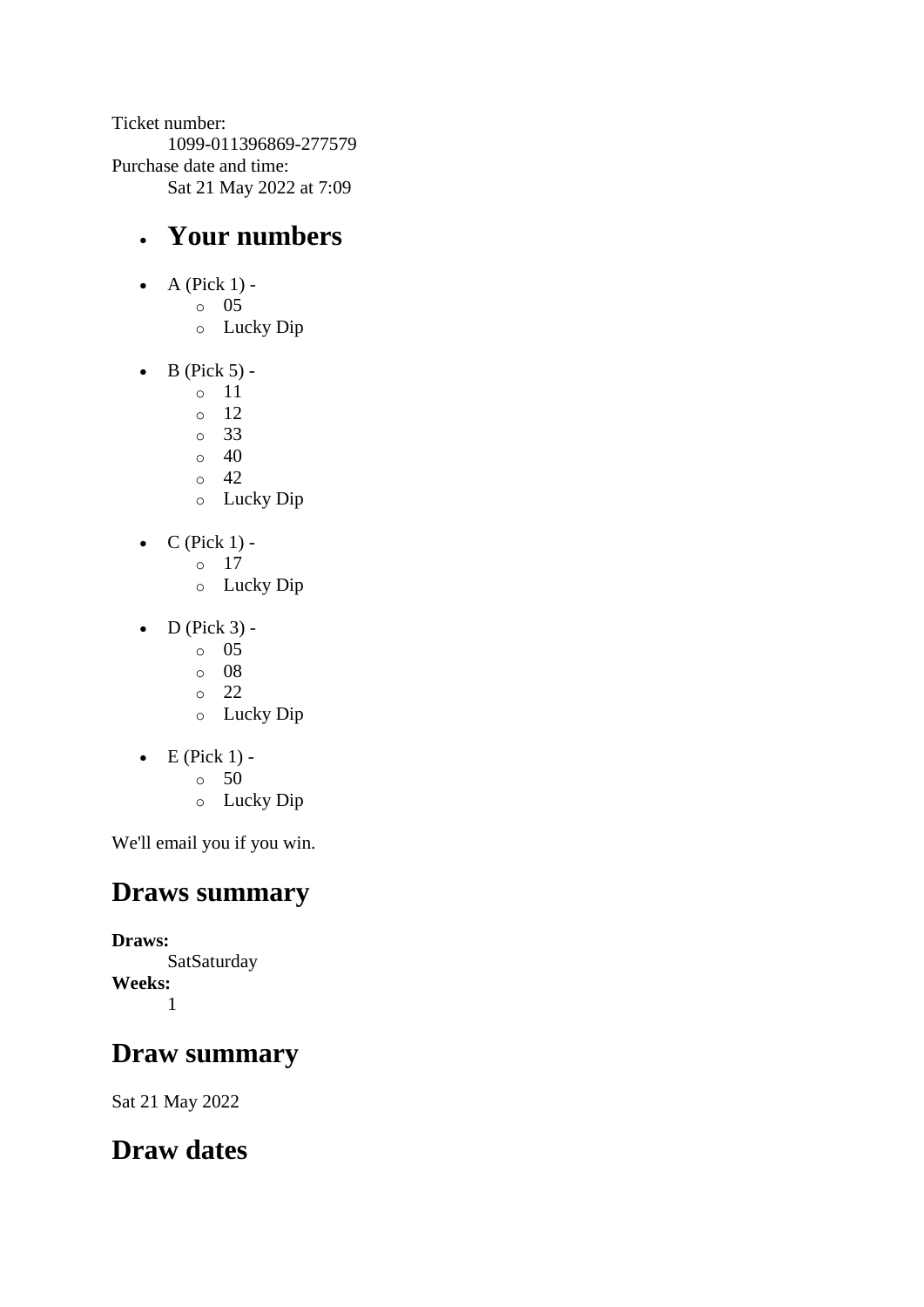Ticket number:
  1099-011396869-277579
Purchase date and time:
  Sat 21 May 2022 at 7:09

- ## Your numbers

- A (Pick 1) -
  - 05
  - Lucky Dip
- B (Pick 5) -
  - 11
  - 12
  - 33
  - 40
  - 42
  - Lucky Dip
- C (Pick 1) -
  - 17
  - Lucky Dip
- D (Pick 3) -
  - 05
  - 08
  - 22
  - Lucky Dip
- E (Pick 1) -
  - 50
  - Lucky Dip

We'll email you if you win.

## Draws summary

**Draws:**
  SatSaturday
**Weeks:**
  1

## Draw summary

Sat 21 May 2022

## Draw dates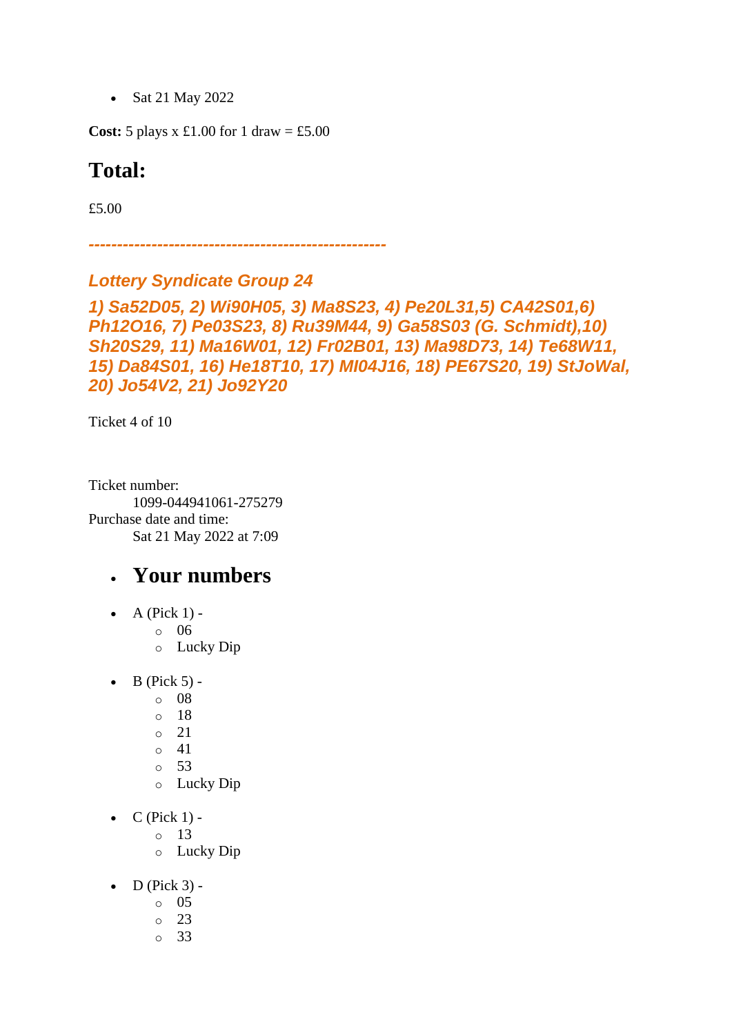- Sat 21 May 2022

**Cost:** 5 plays x £1.00 for 1 draw = £5.00

## Total:

£5.00

***---------------------------------------------------***

### *Lottery Syndicate Group 24*

### *1) Sa52D05, 2) Wi90H05, 3) Ma8S23, 4) Pe20L31,5) CA42S01,6) Ph12O16, 7) Pe03S23, 8) Ru39M44, 9) Ga58S03 (G. Schmidt),10) Sh20S29, 11) Ma16W01, 12) Fr02B01, 13) Ma98D73, 14) Te68W11, 15) Da84S01, 16) He18T10, 17) Ml04J16, 18) PE67S20, 19) StJoWal, 20) Jo54V2, 21) Jo92Y20*

Ticket 4 of 10

Ticket number:
    1099-044941061-275279
Purchase date and time:
    Sat 21 May 2022 at 7:09

- ## Your numbers

- A (Pick 1) -
  - 06
  - Lucky Dip
- B (Pick 5) -
  - 08
  - 18
  - 21
  - 41
  - 53
  - Lucky Dip
- C (Pick 1) -
  - 13
  - Lucky Dip
- D (Pick 3) -
  - 05
  - 23
  - 33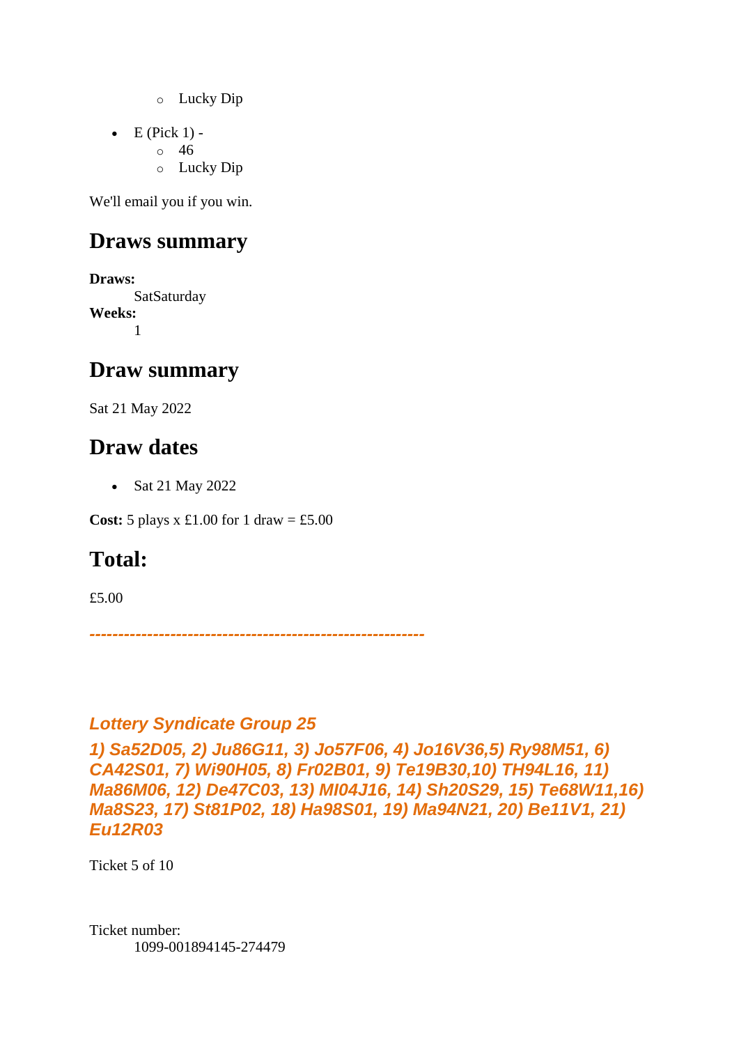- Lucky Dip

- E (Pick 1) -
    - 46
    - Lucky Dip

We'll email you if you win.

## Draws summary

**Draws:**
SatSaturday
**Weeks:**
1

## Draw summary

Sat 21 May 2022

## Draw dates

- Sat 21 May 2022

**Cost:** 5 plays x £1.00 for 1 draw = £5.00

## Total:

£5.00

*---------------------------------------------------------*

***Lottery Syndicate Group 25***

***1) Sa52D05, 2) Ju86G11, 3) Jo57F06, 4) Jo16V36,5) Ry98M51, 6) CA42S01, 7) Wi90H05, 8) Fr02B01, 9) Te19B30,10) TH94L16, 11) Ma86M06, 12) De47C03, 13) MI04J16, 14) Sh20S29, 15) Te68W11,16) Ma8S23, 17) St81P02, 18) Ha98S01, 19) Ma94N21, 20) Be11V1, 21) Eu12R03***

Ticket 5 of 10

Ticket number:
1099-001894145-274479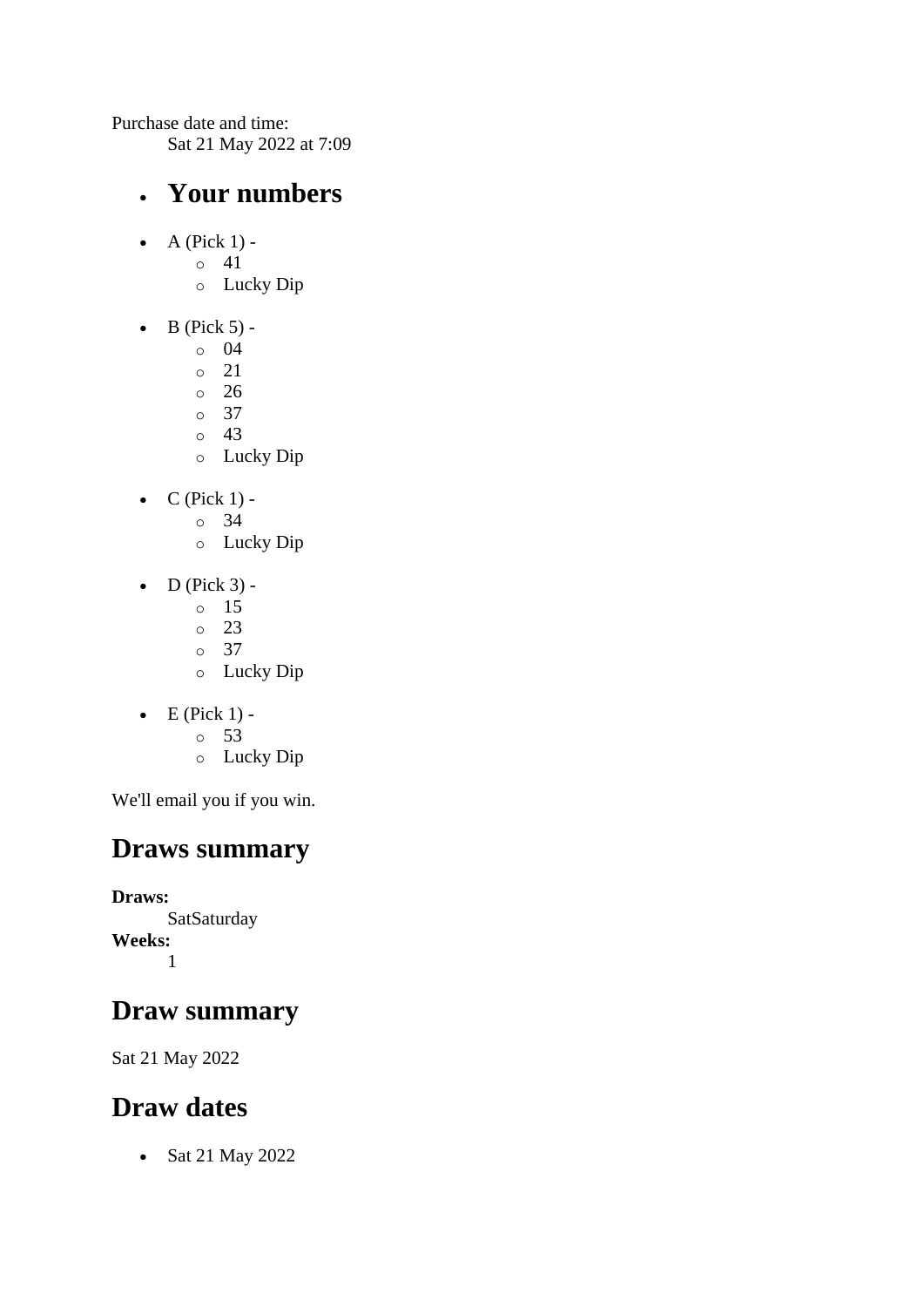Purchase date and time:
    Sat 21 May 2022 at 7:09

- ## Your numbers

- A (Pick 1) -
    - 41
    - Lucky Dip
- B (Pick 5) -
    - 04
    - 21
    - 26
    - 37
    - 43
    - Lucky Dip
- C (Pick 1) -
    - 34
    - Lucky Dip
- D (Pick 3) -
    - 15
    - 23
    - 37
    - Lucky Dip
- E (Pick 1) -
    - 53
    - Lucky Dip

We'll email you if you win.

## Draws summary

**Draws:**
    SatSaturday
**Weeks:**
    1

## Draw summary

Sat 21 May 2022

## Draw dates

- Sat 21 May 2022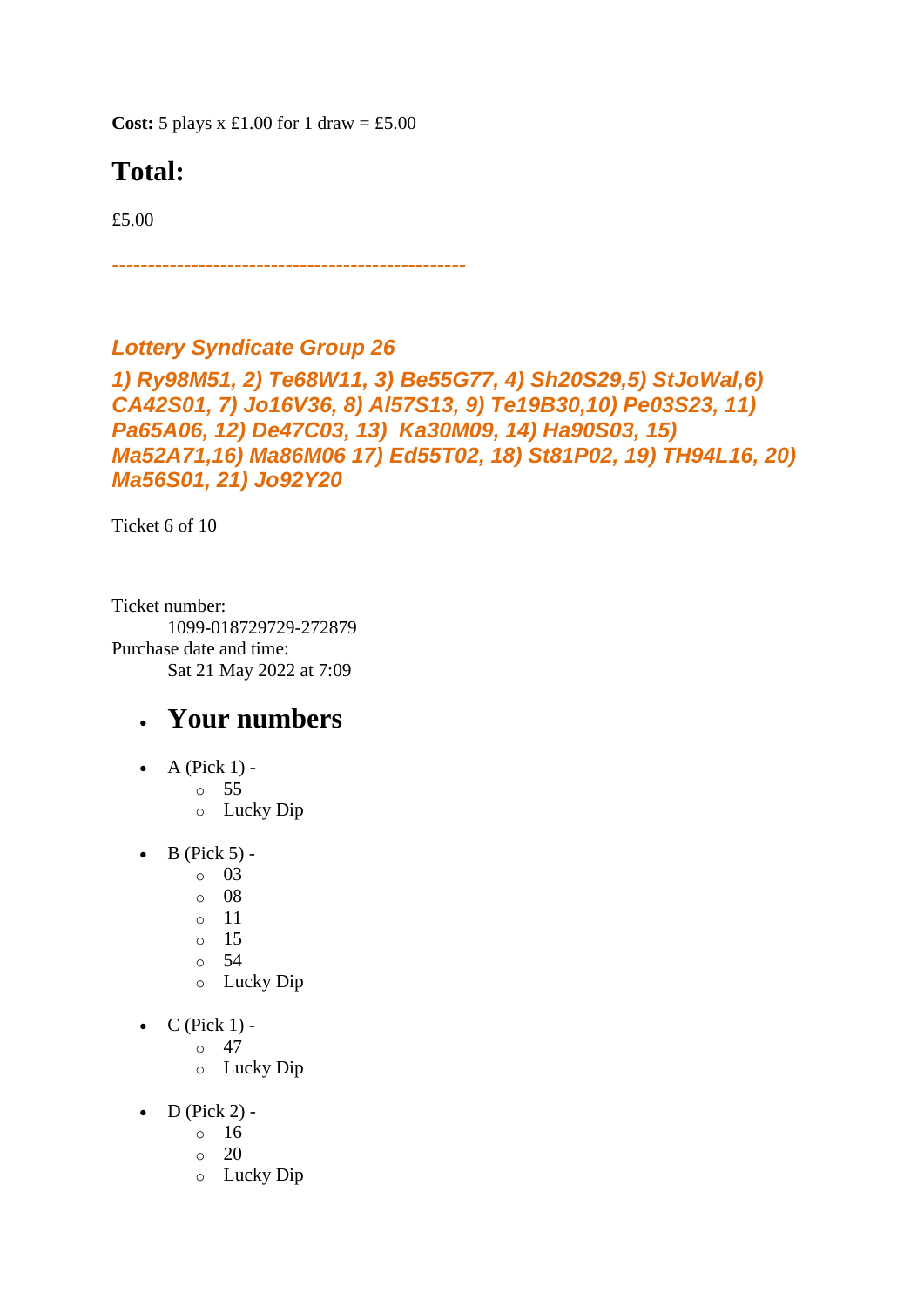**Cost:** 5 plays x £1.00 for 1 draw = £5.00

## Total:

£5.00

*------------------------------------------------*

*Lottery Syndicate Group 26*

***1) Ry98M51, 2) Te68W11, 3) Be55G77, 4) Sh20S29,5) StJoWal,6) CA42S01, 7) Jo16V36, 8) Al57S13, 9) Te19B30,10) Pe03S23, 11) Pa65A06, 12) De47C03, 13)  Ka30M09, 14) Ha90S03, 15) Ma52A71,16) Ma86M06 17) Ed55T02, 18) St81P02, 19) TH94L16, 20) Ma56S01, 21) Jo92Y20***

Ticket 6 of 10

Ticket number:
    1099-018729729-272879
Purchase date and time:
    Sat 21 May 2022 at 7:09

- ## Your numbers

- A (Pick 1) -
  - 55
  - Lucky Dip
- B (Pick 5) -
  - 03
  - 08
  - 11
  - 15
  - 54
  - Lucky Dip
- C (Pick 1) -
  - 47
  - Lucky Dip
- D (Pick 2) -
  - 16
  - 20
  - Lucky Dip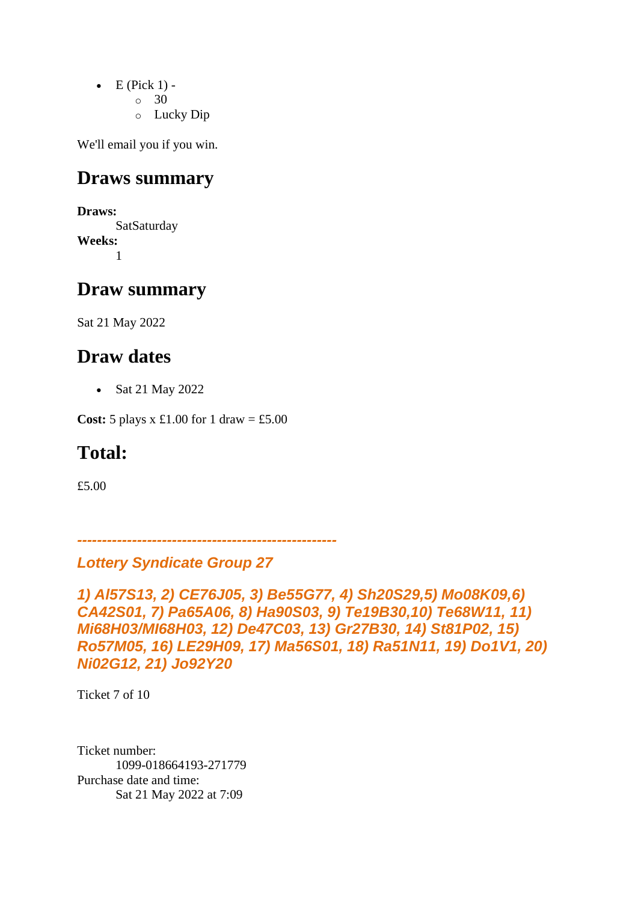- E (Pick 1) -
  - 30
  - Lucky Dip

We'll email you if you win.

## Draws summary

**Draws:**
SatSaturday
**Weeks:**
1

## Draw summary

Sat 21 May 2022

## Draw dates

- Sat 21 May 2022

**Cost:** 5 plays x £1.00 for 1 draw = £5.00

## Total:

£5.00

***---------------------------------------------------***

***Lottery Syndicate Group 27***

***1) Al57S13, 2) CE76J05, 3) Be55G77, 4) Sh20S29,5) Mo08K09,6) CA42S01, 7) Pa65A06, 8) Ha90S03, 9) Te19B30,10) Te68W11, 11) Mi68H03/MI68H03, 12) De47C03, 13) Gr27B30, 14) St81P02, 15) Ro57M05, 16) LE29H09, 17) Ma56S01, 18) Ra51N11, 19) Do1V1, 20) Ni02G12, 21) Jo92Y20***

Ticket 7 of 10

Ticket number:
1099-018664193-271779
Purchase date and time:
Sat 21 May 2022 at 7:09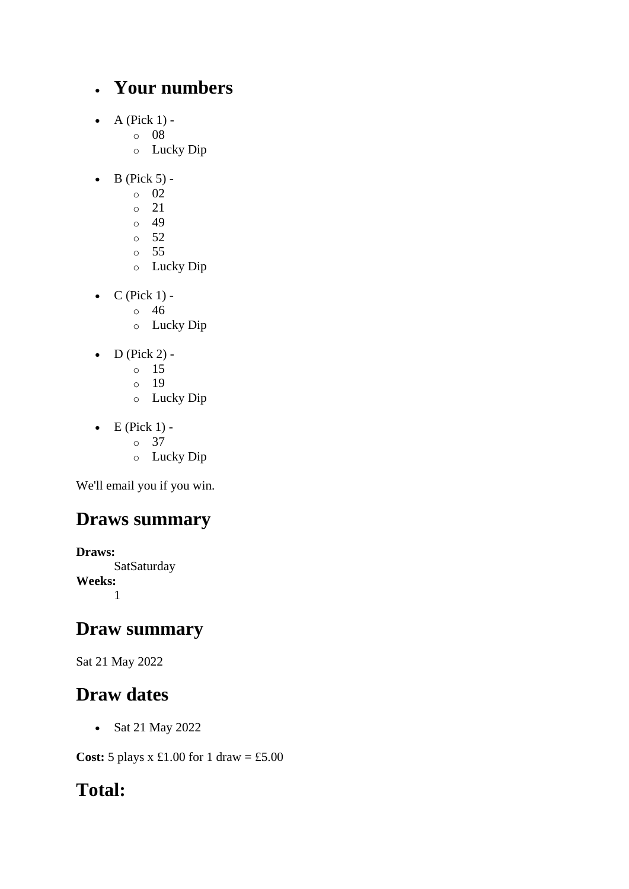- ## Your numbers

- A (Pick 1) -
  - 08
  - Lucky Dip

- B (Pick 5) -
  - 02
  - 21
  - 49
  - 52
  - 55
  - Lucky Dip

- C (Pick 1) -
  - 46
  - Lucky Dip

- D (Pick 2) -
  - 15
  - 19
  - Lucky Dip

- E (Pick 1) -
  - 37
  - Lucky Dip

We'll email you if you win.

## Draws summary

**Draws:**
SatSaturday
**Weeks:**
1

## Draw summary

Sat 21 May 2022

## Draw dates

- Sat 21 May 2022

**Cost:** 5 plays x £1.00 for 1 draw = £5.00

## Total: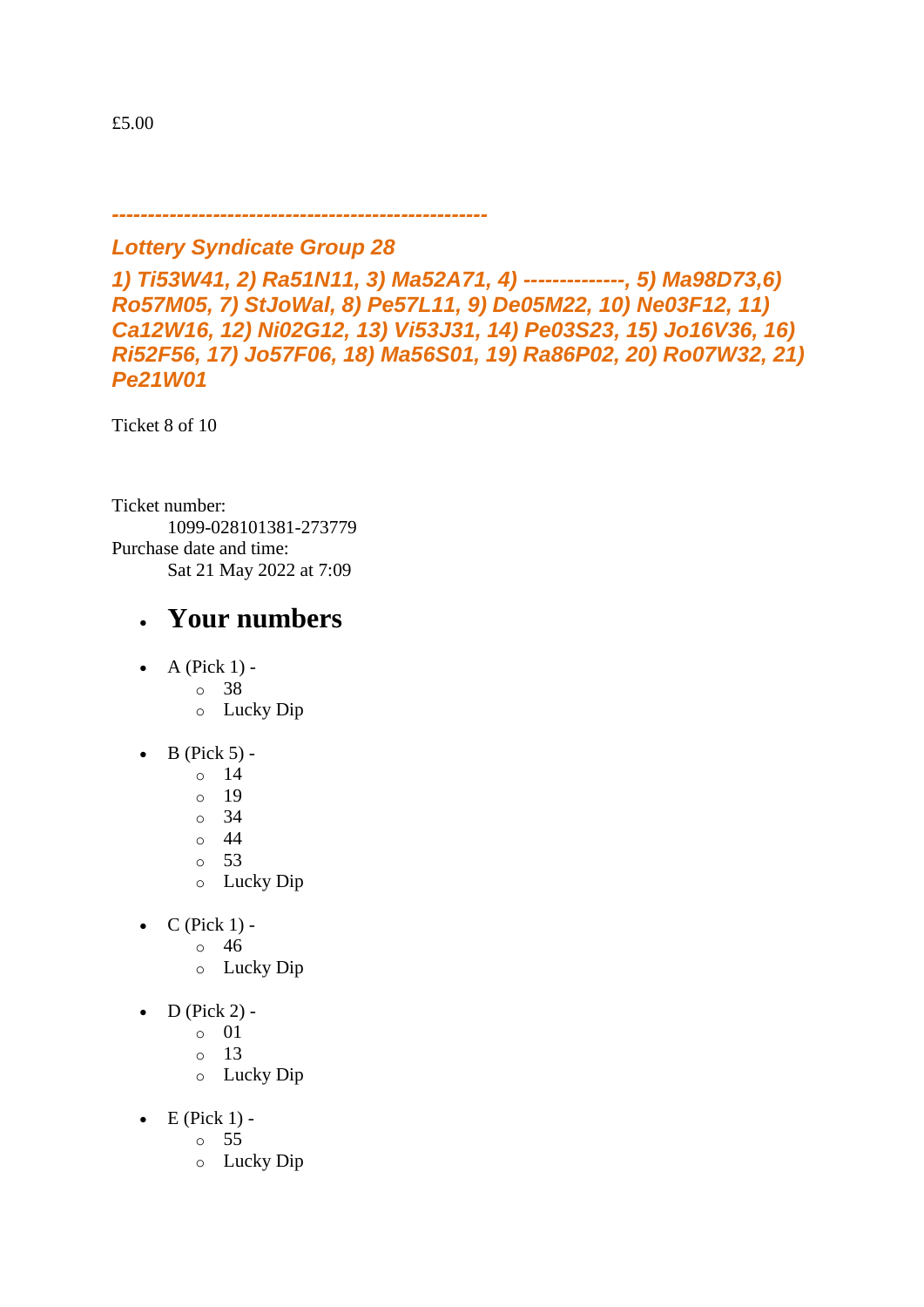£5.00

*---------------------------------------------------*

***Lottery Syndicate Group 28***

***1) Ti53W41, 2) Ra51N11, 3) Ma52A71, 4) --------------, 5) Ma98D73,6) Ro57M05, 7) StJoWal, 8) Pe57L11, 9) De05M22, 10) Ne03F12, 11) Ca12W16, 12) Ni02G12, 13) Vi53J31, 14) Pe03S23, 15) Jo16V36, 16) Ri52F56, 17) Jo57F06, 18) Ma56S01, 19) Ra86P02, 20) Ro07W32, 21) Pe21W01***

Ticket 8 of 10

Ticket number:
    1099-028101381-273779
Purchase date and time:
    Sat 21 May 2022 at 7:09

- ## Your numbers

- A (Pick 1) -
  - 38
  - Lucky Dip
- B (Pick 5) -
  - 14
  - 19
  - 34
  - 44
  - 53
  - Lucky Dip
- C (Pick 1) -
  - 46
  - Lucky Dip
- D (Pick 2) -
  - 01
  - 13
  - Lucky Dip
- E (Pick 1) -
  - 55
  - Lucky Dip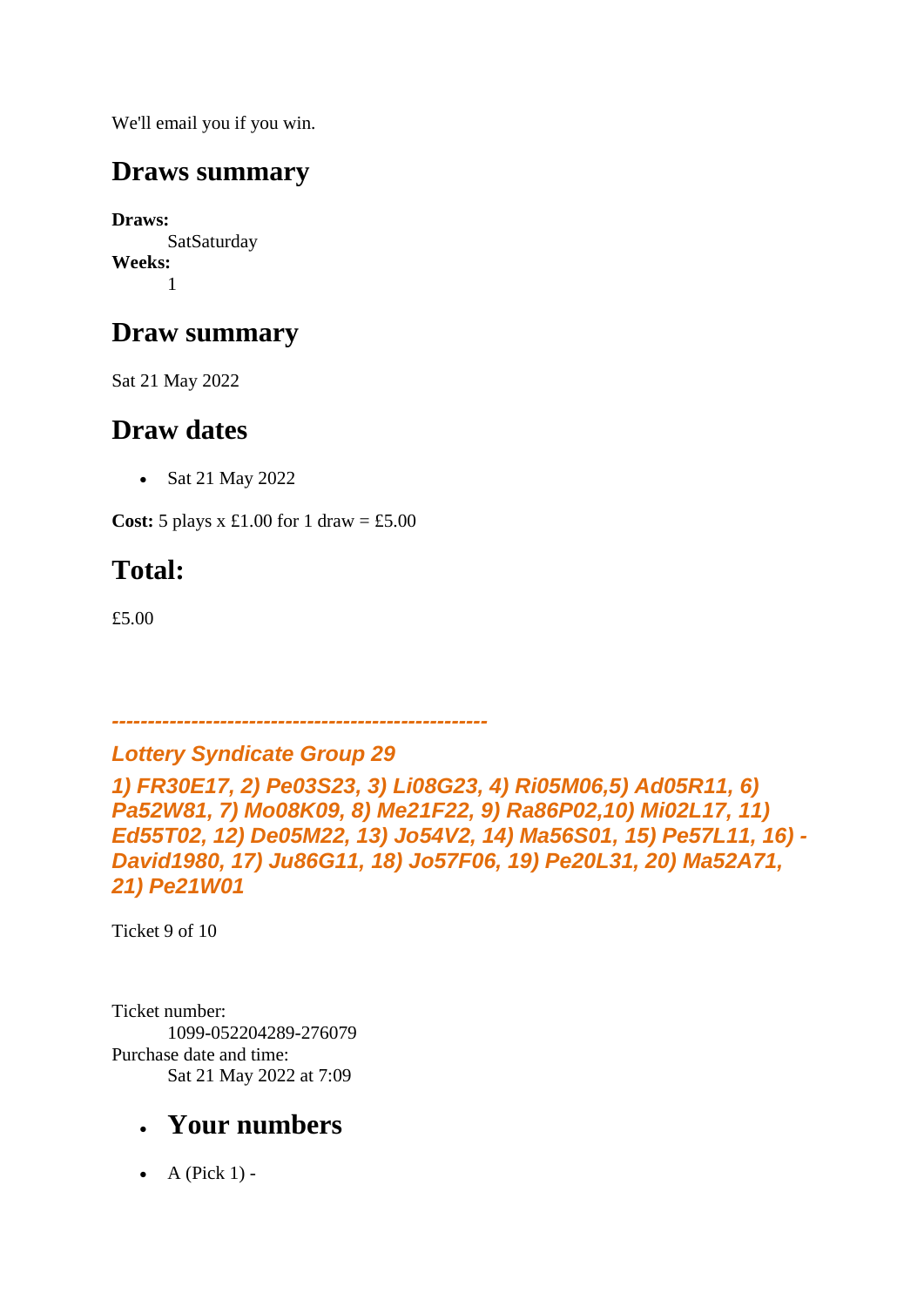We'll email you if you win.

## Draws summary

**Draws:**
SatSaturday
**Weeks:**
1

## Draw summary

Sat 21 May 2022

## Draw dates

- Sat 21 May 2022

**Cost:** 5 plays x £1.00 for 1 draw = £5.00

## Total:

£5.00

***---------------------------------------------------***

***Lottery Syndicate Group 29***

***1) FR30E17, 2) Pe03S23, 3) Li08G23, 4) Ri05M06,5) Ad05R11, 6) Pa52W81, 7) Mo08K09, 8) Me21F22, 9) Ra86P02,10) Mi02L17, 11) Ed55T02, 12) De05M22, 13) Jo54V2, 14) Ma56S01, 15) Pe57L11, 16) -David1980, 17) Ju86G11, 18) Jo57F06, 19) Pe20L31, 20) Ma52A71, 21) Pe21W01***

Ticket 9 of 10

Ticket number:
1099-052204289-276079
Purchase date and time:
Sat 21 May 2022 at 7:09

- ## Your numbers

- A (Pick 1) -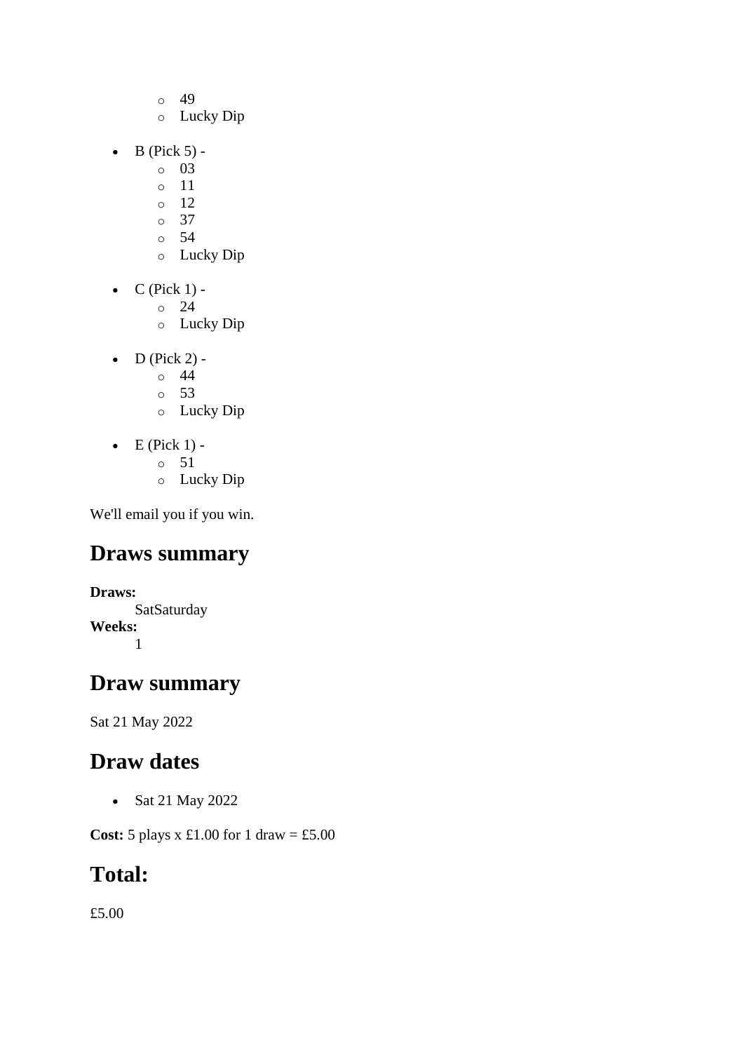- 49
  - Lucky Dip

- B (Pick 5) -
  - 03
  - 11
  - 12
  - 37
  - 54
  - Lucky Dip

- C (Pick 1) -
  - 24
  - Lucky Dip

- D (Pick 2) -
  - 44
  - 53
  - Lucky Dip

- E (Pick 1) -
  - 51
  - Lucky Dip

We'll email you if you win.

## Draws summary

**Draws:**
SatSaturday
**Weeks:**
1

## Draw summary

Sat 21 May 2022

## Draw dates

- Sat 21 May 2022

**Cost:** 5 plays x £1.00 for 1 draw = £5.00

## Total:

£5.00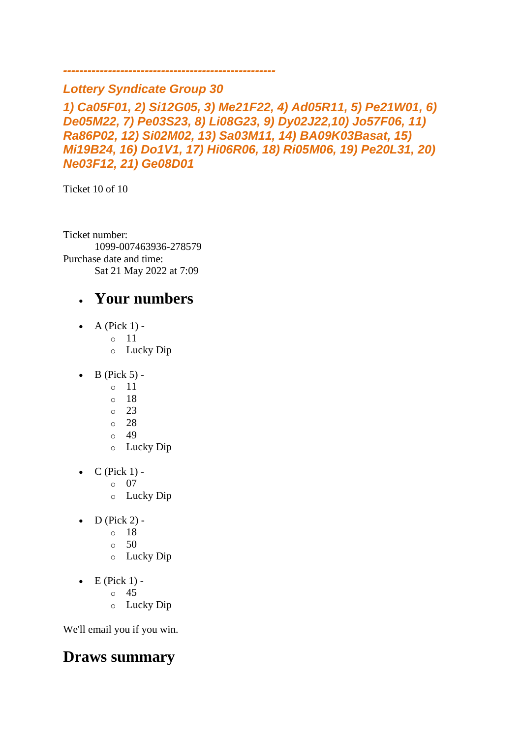*----------------------------------------------------*

***Lottery Syndicate Group 30***

***1) Ca05F01, 2) Si12G05, 3) Me21F22, 4) Ad05R11, 5) Pe21W01, 6) De05M22, 7) Pe03S23, 8) Li08G23, 9) Dy02J22,10) Jo57F06, 11) Ra86P02, 12) Si02M02, 13) Sa03M11, 14) BA09K03Basat, 15) Mi19B24, 16) Do1V1, 17) Hi06R06, 18) Ri05M06, 19) Pe20L31, 20) Ne03F12, 21) Ge08D01***

Ticket 10 of 10

Ticket number:
    1099-007463936-278579
Purchase date and time:
    Sat 21 May 2022 at 7:09

- ## Your numbers

- A (Pick 1) -
    - 11
    - Lucky Dip
- B (Pick 5) -
    - 11
    - 18
    - 23
    - 28
    - 49
    - Lucky Dip
- C (Pick 1) -
    - 07
    - Lucky Dip
- D (Pick 2) -
    - 18
    - 50
    - Lucky Dip
- E (Pick 1) -
    - 45
    - Lucky Dip

We'll email you if you win.

## Draws summary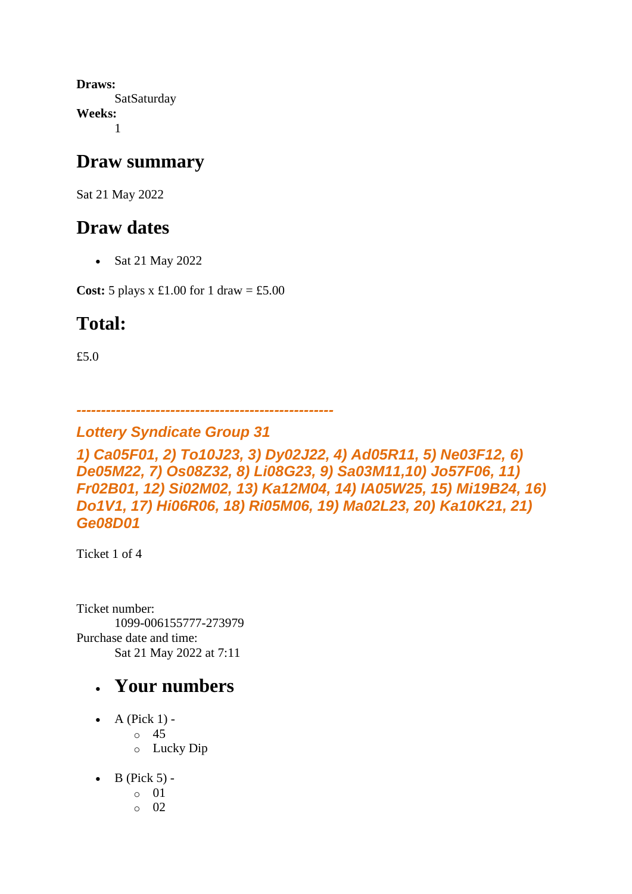**Draws:**
SatSaturday
**Weeks:**
1

## Draw summary

Sat 21 May 2022

## Draw dates

- Sat 21 May 2022

**Cost:** 5 plays x £1.00 for 1 draw = £5.00

## Total:

£5.0

***---------------------------------------------------***

### *Lottery Syndicate Group 31*

### *1) Ca05F01, 2) To10J23, 3) Dy02J22, 4) Ad05R11, 5) Ne03F12, 6) De05M22, 7) Os08Z32, 8) Li08G23, 9) Sa03M11,10) Jo57F06, 11) Fr02B01, 12) Si02M02, 13) Ka12M04, 14) IA05W25, 15) Mi19B24, 16) Do1V1, 17) Hi06R06, 18) Ri05M06, 19) Ma02L23, 20) Ka10K21, 21) Ge08D01*

Ticket 1 of 4

Ticket number:
1099-006155777-273979
Purchase date and time:
Sat 21 May 2022 at 7:11

- ## Your numbers

- A (Pick 1) -
  - 45
  - Lucky Dip
- B (Pick 5) -
  - 01
  - 02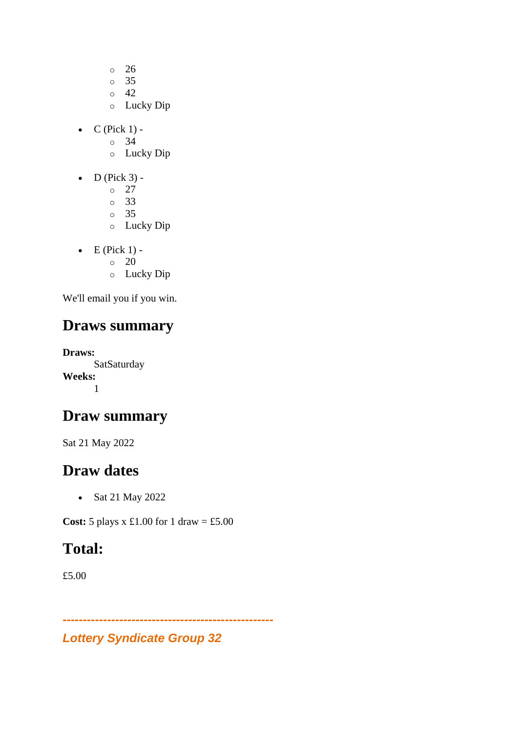- 26
    - 35
    - 42
    - Lucky Dip

- C (Pick 1) -
    - 34
    - Lucky Dip
- D (Pick 3) -
    - 27
    - 33
    - 35
    - Lucky Dip
- E (Pick 1) -
    - 20
    - Lucky Dip

We'll email you if you win.

## Draws summary

**Draws:**
SatSaturday

**Weeks:**
1

## Draw summary

Sat 21 May 2022

## Draw dates

- Sat 21 May 2022

**Cost:** 5 plays x £1.00 for 1 draw = £5.00

## Total:

£5.00

***----------------------------------------------------***

***Lottery Syndicate Group 32***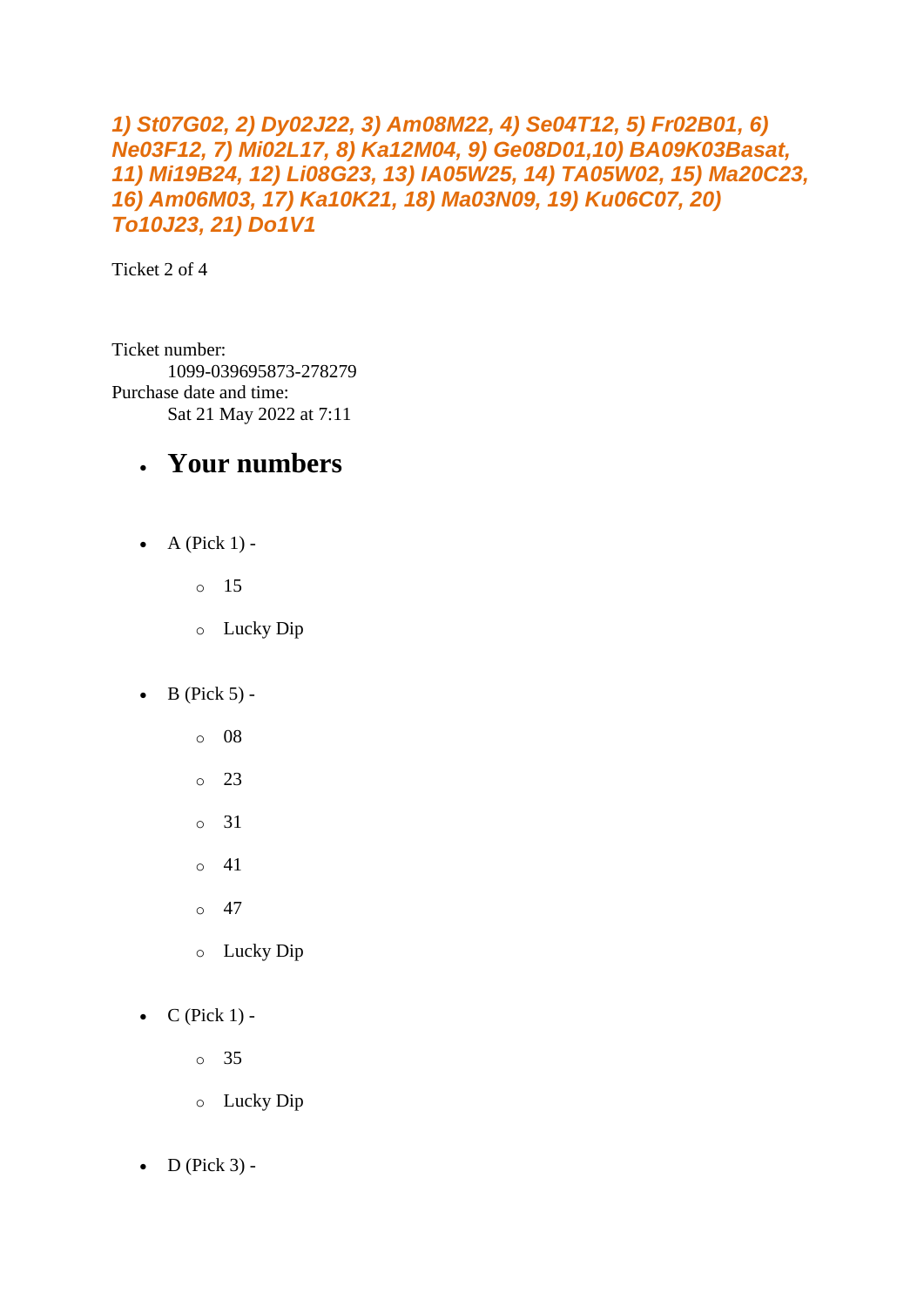***1) St07G02, 2) Dy02J22, 3) Am08M22, 4) Se04T12, 5) Fr02B01, 6) Ne03F12, 7) Mi02L17, 8) Ka12M04, 9) Ge08D01,10) BA09K03Basat, 11) Mi19B24, 12) Li08G23, 13) IA05W25, 14) TA05W02, 15) Ma20C23, 16) Am06M03, 17) Ka10K21, 18) Ma03N09, 19) Ku06C07, 20) To10J23, 21) Do1V1***

Ticket 2 of 4

Ticket number:
    1099-039695873-278279
Purchase date and time:
    Sat 21 May 2022 at 7:11

- ## Your numbers

- A (Pick 1) -
    - 15
    - Lucky Dip
- B (Pick 5) -
    - 08
    - 23
    - 31
    - 41
    - 47
    - Lucky Dip
- C (Pick 1) -
    - 35
    - Lucky Dip
- D (Pick 3) -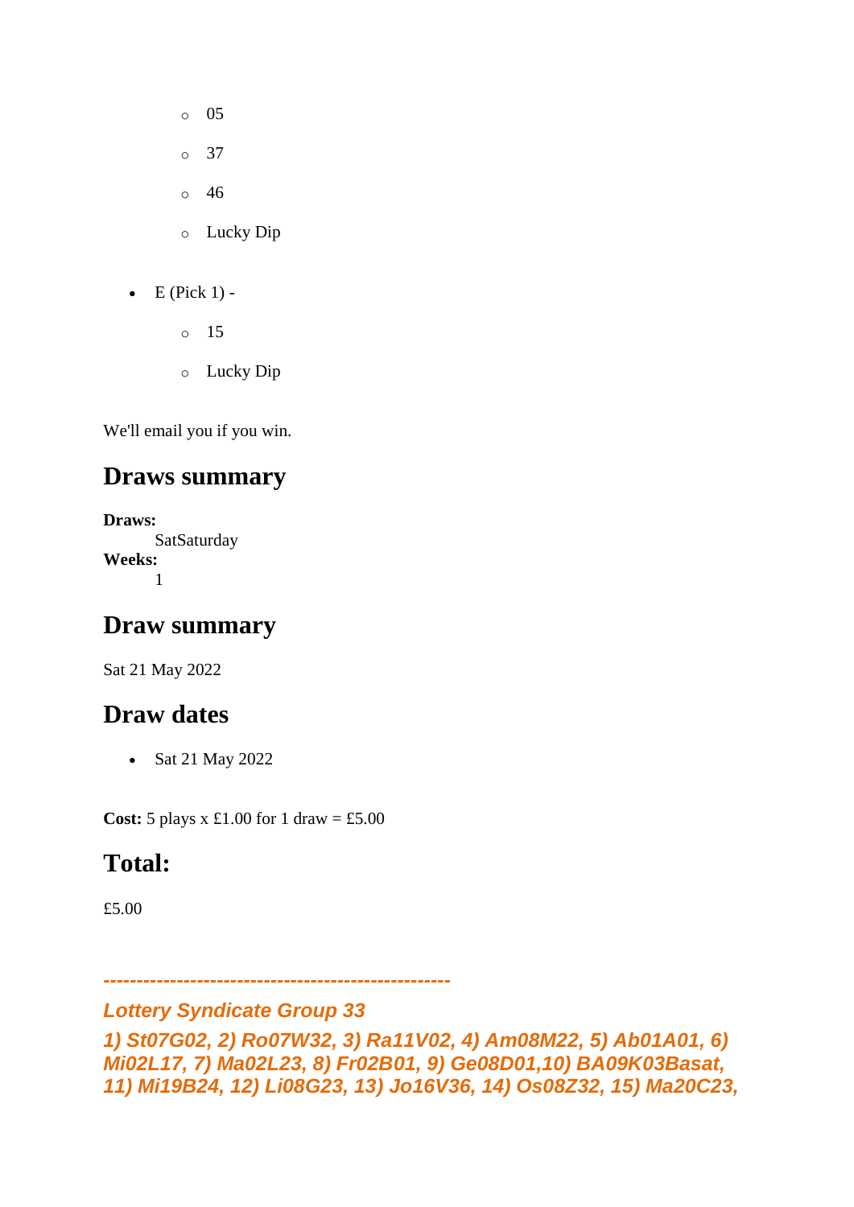- 05
    - 37
    - 46
    - Lucky Dip

- E (Pick 1) -
    - 15
    - Lucky Dip

We'll email you if you win.

## Draws summary

**Draws:**
SatSaturday
**Weeks:**
1

## Draw summary

Sat 21 May 2022

## Draw dates

- Sat 21 May 2022

**Cost:** 5 plays x £1.00 for 1 draw = £5.00

## Total:

£5.00

***---------------------------------------------------***

***Lottery Syndicate Group 33***

***1) St07G02, 2) Ro07W32, 3) Ra11V02, 4) Am08M22, 5) Ab01A01, 6) Mi02L17, 7) Ma02L23, 8) Fr02B01, 9) Ge08D01,10) BA09K03Basat, 11) Mi19B24, 12) Li08G23, 13) Jo16V36, 14) Os08Z32, 15) Ma20C23,***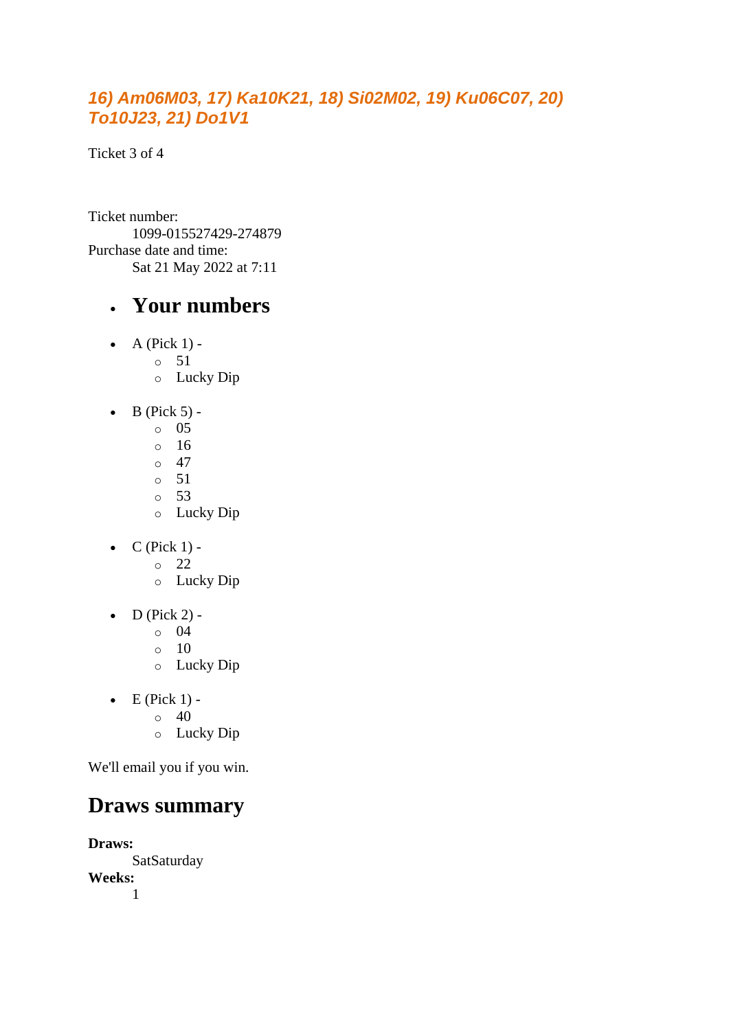### *16) Am06M03, 17) Ka10K21, 18) Si02M02, 19) Ku06C07, 20) To10J23, 21) Do1V1*

Ticket 3 of 4

Ticket number:
    1099-015527429-274879
Purchase date and time:
    Sat 21 May 2022 at 7:11

- ## Your numbers

- A (Pick 1) -
  - 51
  - Lucky Dip

- B (Pick 5) -
  - 05
  - 16
  - 47
  - 51
  - 53
  - Lucky Dip

- C (Pick 1) -
  - 22
  - Lucky Dip

- D (Pick 2) -
  - 04
  - 10
  - Lucky Dip

- E (Pick 1) -
  - 40
  - Lucky Dip

We'll email you if you win.

## Draws summary

**Draws:**
    SatSaturday
**Weeks:**
    1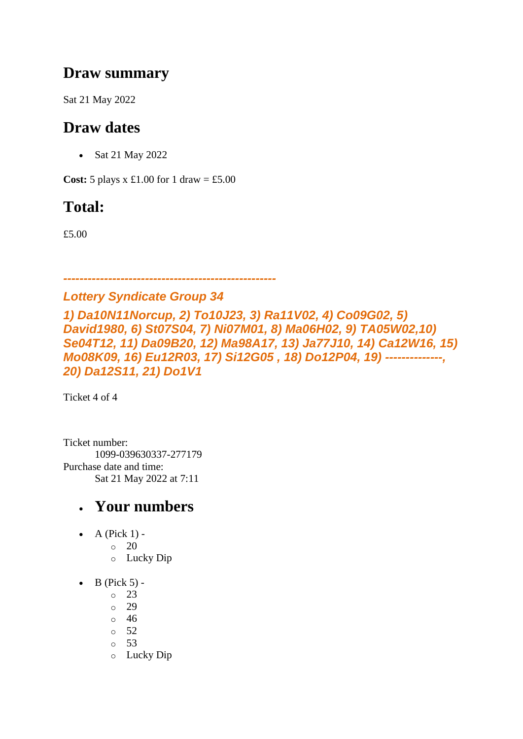## Draw summary

Sat 21 May 2022

## Draw dates

- Sat 21 May 2022

**Cost:** 5 plays x £1.00 for 1 draw = £5.00

## Total:

£5.00

***---------------------------------------------------***

***Lottery Syndicate Group 34***

***1) Da10N11Norcup, 2) To10J23, 3) Ra11V02, 4) Co09G02, 5) David1980, 6) St07S04, 7) Ni07M01, 8) Ma06H02, 9) TA05W02,10) Se04T12, 11) Da09B20, 12) Ma98A17, 13) Ja77J10, 14) Ca12W16, 15) Mo08K09, 16) Eu12R03, 17) Si12G05 , 18) Do12P04, 19) --------------, 20) Da12S11, 21) Do1V1***

Ticket 4 of 4

Ticket number:
    1099-039630337-277179
Purchase date and time:
    Sat 21 May 2022 at 7:11

- ## Your numbers

- A (Pick 1) -
  - 20
  - Lucky Dip

- B (Pick 5) -
  - 23
  - 29
  - 46
  - 52
  - 53
  - Lucky Dip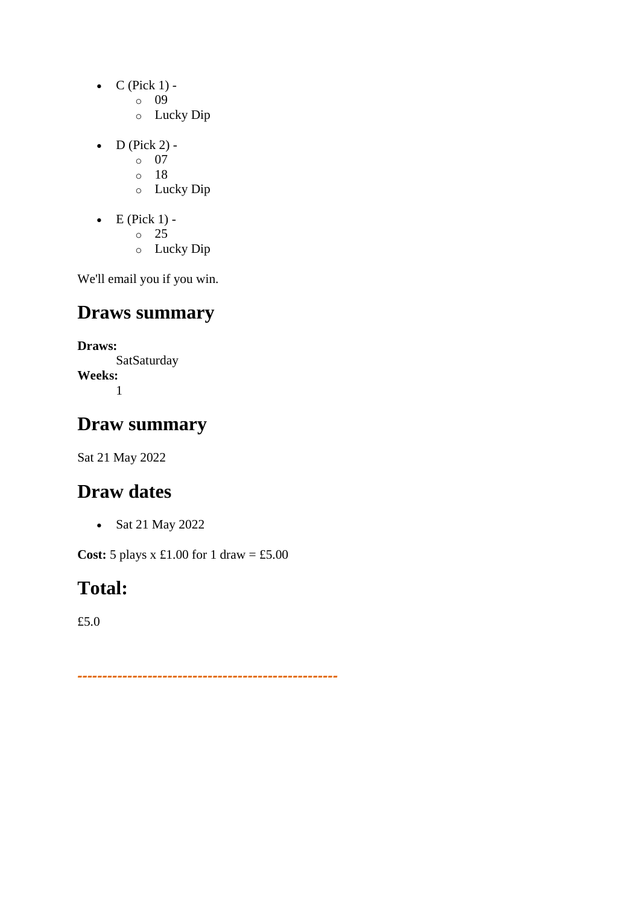- C (Pick 1) -
  - 09
  - Lucky Dip

- D (Pick 2) -
  - 07
  - 18
  - Lucky Dip

- E (Pick 1) -
  - 25
  - Lucky Dip

We'll email you if you win.

## Draws summary

**Draws:**
SatSaturday
**Weeks:**
1

## Draw summary

Sat 21 May 2022

## Draw dates

- Sat 21 May 2022

**Cost:** 5 plays x £1.00 for 1 draw = £5.00

## Total:

£5.0

--------------------------------------------------